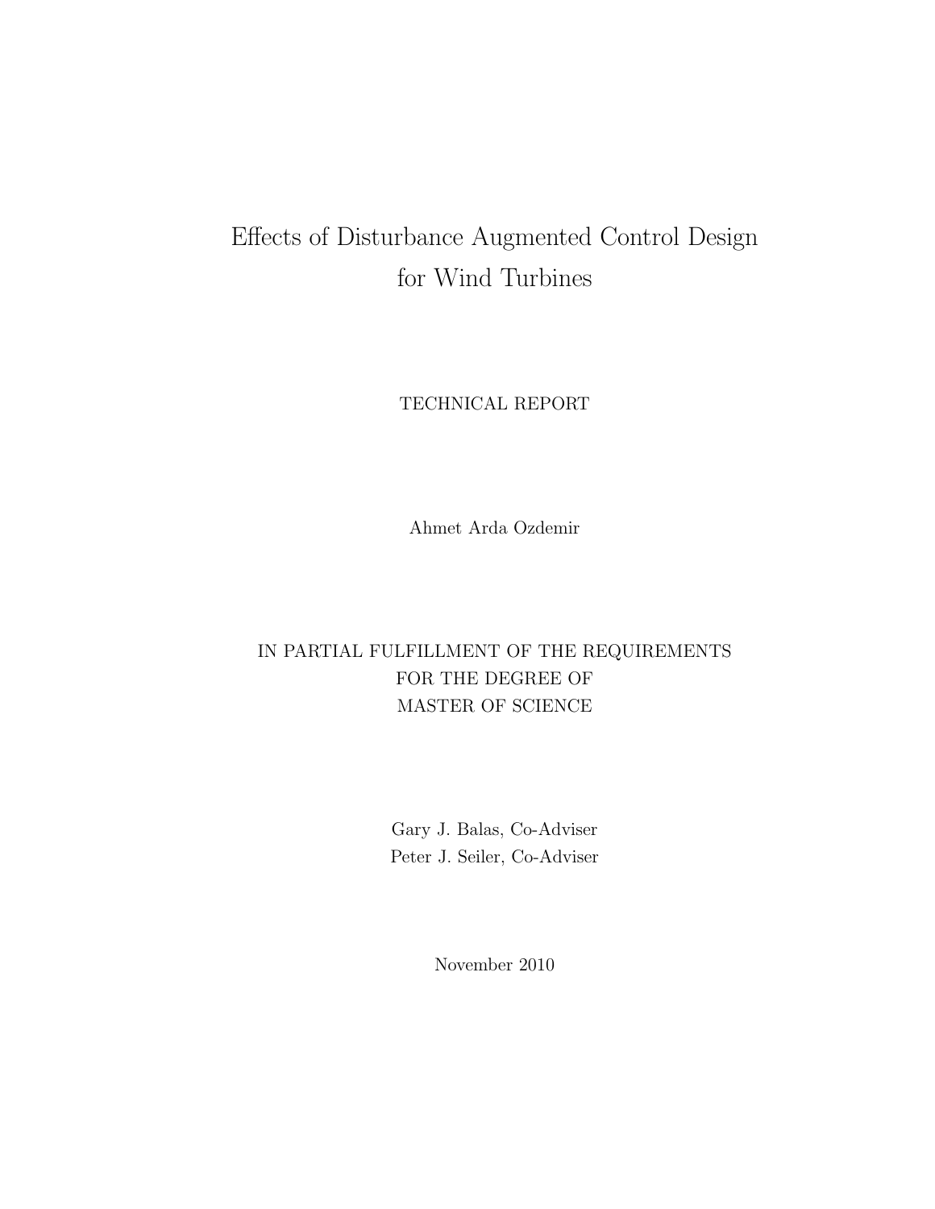# Effects of Disturbance Augmented Control Design for Wind Turbines

TECHNICAL REPORT

Ahmet Arda Ozdemir

IN PARTIAL FULFILLMENT OF THE REQUIREMENTS
FOR THE DEGREE OF
MASTER OF SCIENCE

Gary J. Balas, Co-Adviser
Peter J. Seiler, Co-Adviser

November 2010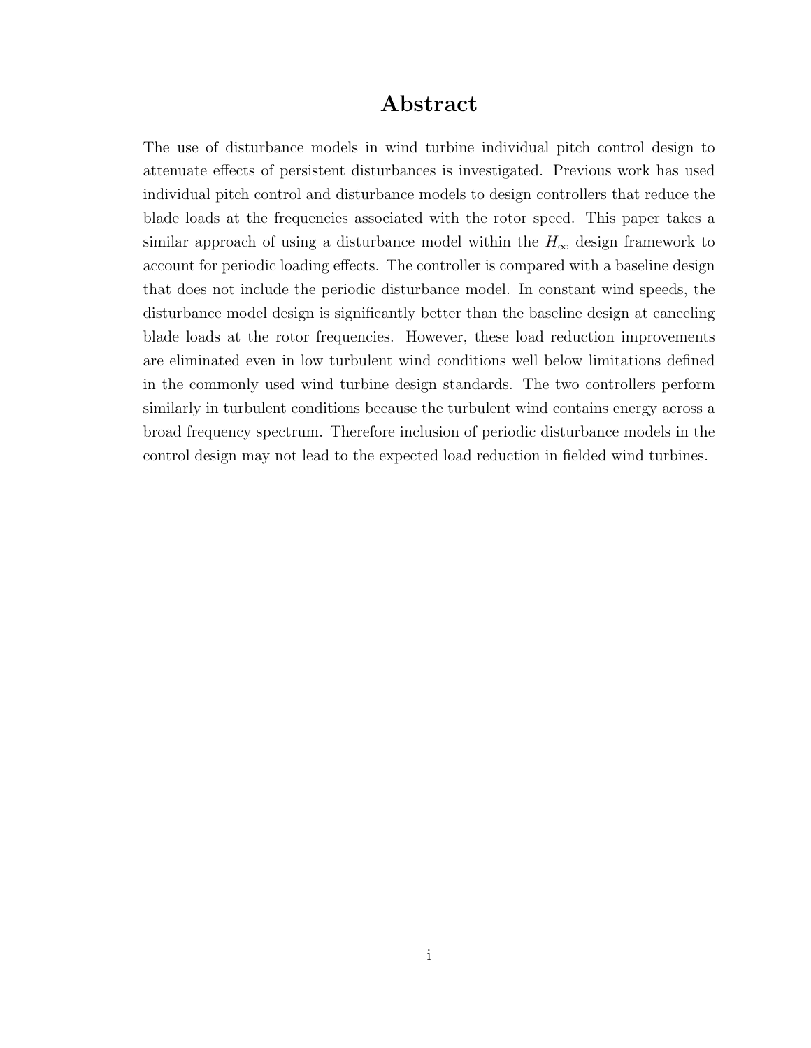# Abstract

The use of disturbance models in wind turbine individual pitch control design to attenuate effects of persistent disturbances is investigated. Previous work has used individual pitch control and disturbance models to design controllers that reduce the blade loads at the frequencies associated with the rotor speed. This paper takes a similar approach of using a disturbance model within the $H_\infty$ design framework to account for periodic loading effects. The controller is compared with a baseline design that does not include the periodic disturbance model. In constant wind speeds, the disturbance model design is significantly better than the baseline design at canceling blade loads at the rotor frequencies. However, these load reduction improvements are eliminated even in low turbulent wind conditions well below limitations defined in the commonly used wind turbine design standards. The two controllers perform similarly in turbulent conditions because the turbulent wind contains energy across a broad frequency spectrum. Therefore inclusion of periodic disturbance models in the control design may not lead to the expected load reduction in fielded wind turbines.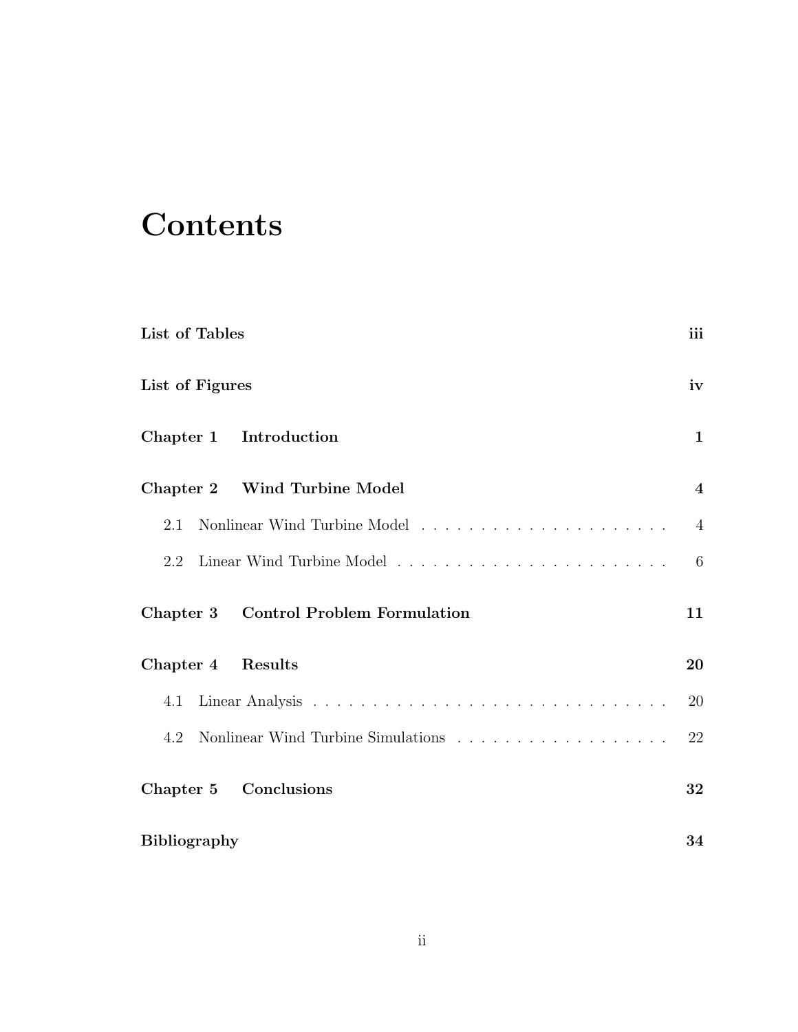# Contents

**List of Tables** **iii**

**List of Figures** **iv**

**Chapter 1 Introduction** **1**

**Chapter 2 Wind Turbine Model** **4**

- 2.1 Nonlinear Wind Turbine Model . . . . . . . . . . . . . . . . . . . . . . 4
- 2.2 Linear Wind Turbine Model . . . . . . . . . . . . . . . . . . . . . . . . 6

**Chapter 3 Control Problem Formulation** **11**

**Chapter 4 Results** **20**

- 4.1 Linear Analysis . . . . . . . . . . . . . . . . . . . . . . . . . . . . . . . 20
- 4.2 Nonlinear Wind Turbine Simulations . . . . . . . . . . . . . . . . . . . 22

**Chapter 5 Conclusions** **32**

**Bibliography** **34**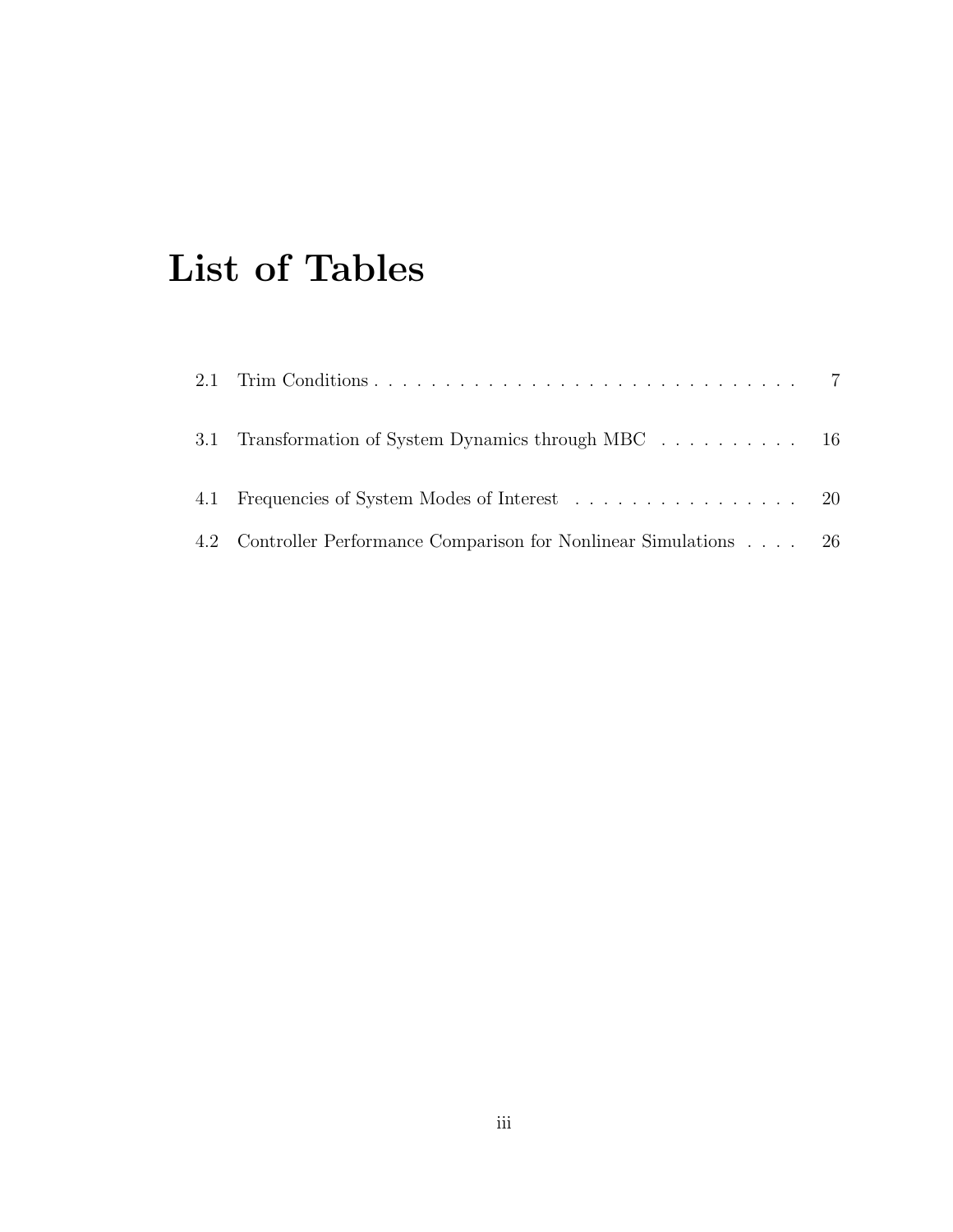# List of Tables

2.1 Trim Conditions . . . . . . . . . . . . . . . . . . . . . . . . . . . . . . . 7

3.1 Transformation of System Dynamics through MBC . . . . . . . . . . 16

4.1 Frequencies of System Modes of Interest . . . . . . . . . . . . . . . . 20

4.2 Controller Performance Comparison for Nonlinear Simulations . . . . 26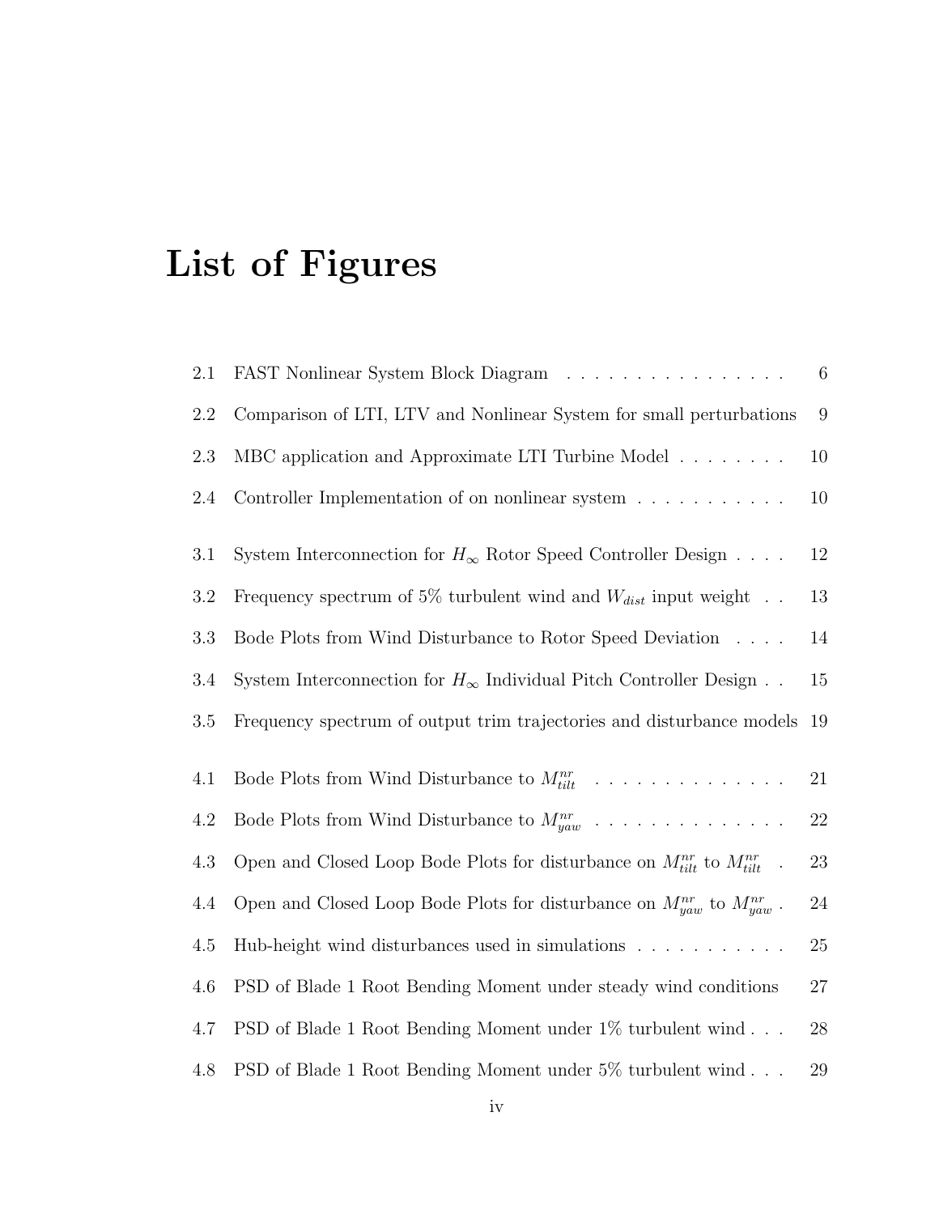# List of Figures

2.1 FAST Nonlinear System Block Diagram . . . . . . . . . . . . . . . . 6

2.2 Comparison of LTI, LTV and Nonlinear System for small perturbations 9

2.3 MBC application and Approximate LTI Turbine Model . . . . . . . . 10

2.4 Controller Implementation of on nonlinear system . . . . . . . . . . . 10

3.1 System Interconnection for $H_\infty$ Rotor Speed Controller Design . . . . 12

3.2 Frequency spectrum of 5% turbulent wind and $W_{dist}$ input weight . . 13

3.3 Bode Plots from Wind Disturbance to Rotor Speed Deviation . . . . 14

3.4 System Interconnection for $H_\infty$ Individual Pitch Controller Design . . 15

3.5 Frequency spectrum of output trim trajectories and disturbance models 19

4.1 Bode Plots from Wind Disturbance to $M^{nr}_{tilt}$ . . . . . . . . . . . . . . 21

4.2 Bode Plots from Wind Disturbance to $M^{nr}_{yaw}$ . . . . . . . . . . . . . . 22

4.3 Open and Closed Loop Bode Plots for disturbance on $M^{nr}_{tilt}$ to $M^{nr}_{tilt}$ . 23

4.4 Open and Closed Loop Bode Plots for disturbance on $M^{nr}_{yaw}$ to $M^{nr}_{yaw}$ . 24

4.5 Hub-height wind disturbances used in simulations . . . . . . . . . . . 25

4.6 PSD of Blade 1 Root Bending Moment under steady wind conditions 27

4.7 PSD of Blade 1 Root Bending Moment under 1% turbulent wind . . . 28

4.8 PSD of Blade 1 Root Bending Moment under 5% turbulent wind . . . 29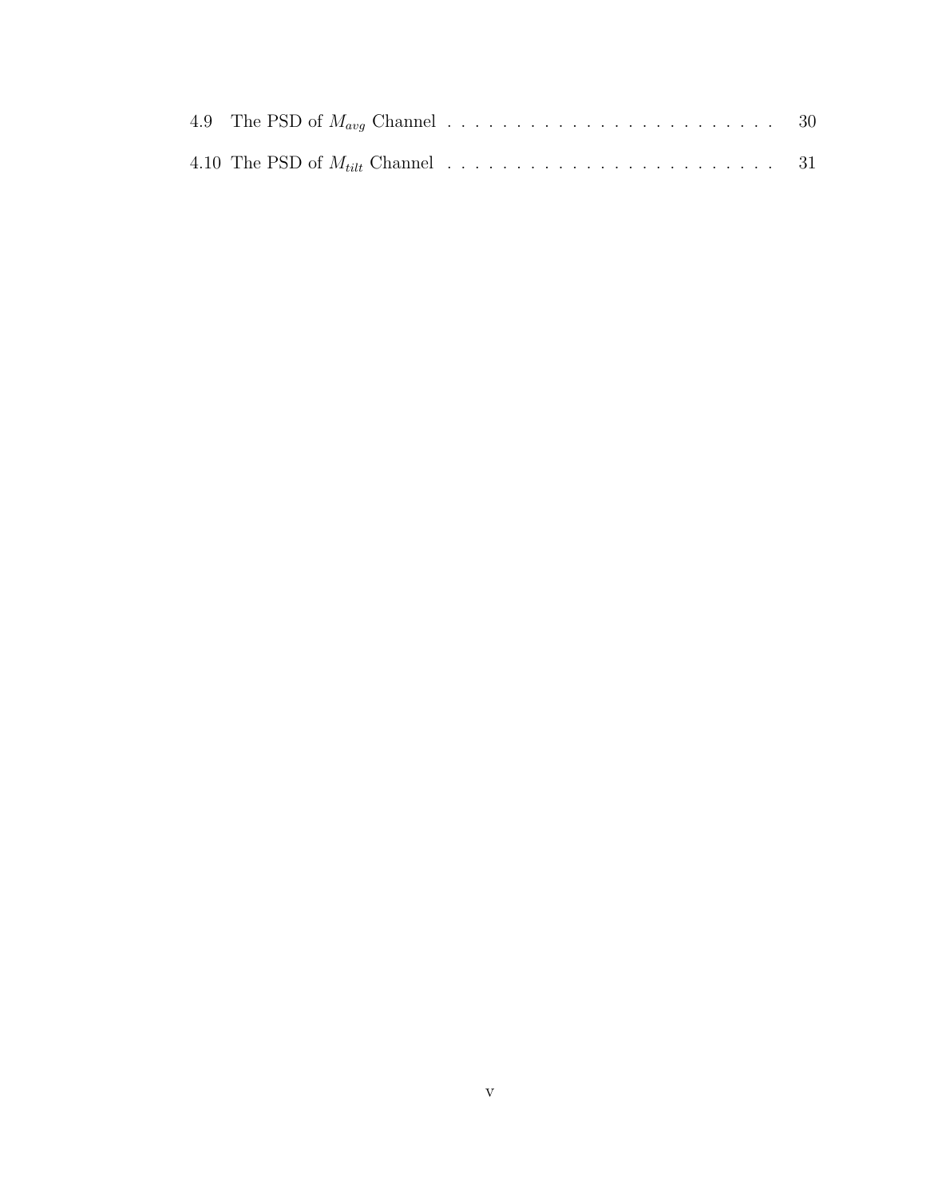4.9 The PSD of $M_{avg}$ Channel . . . . . . . . . . . . . . . . . . . . . . . . . 30

4.10 The PSD of $M_{tilt}$ Channel . . . . . . . . . . . . . . . . . . . . . . . . . 31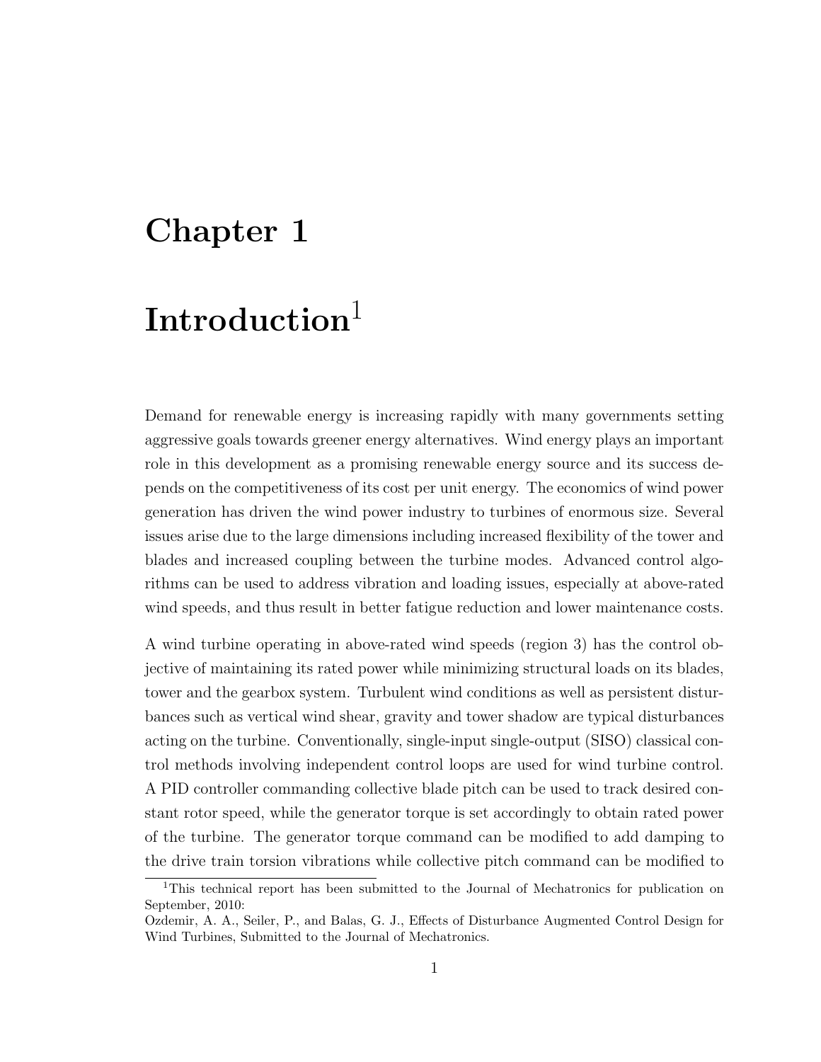# Chapter 1

# Introduction[1]

Demand for renewable energy is increasing rapidly with many governments setting aggressive goals towards greener energy alternatives. Wind energy plays an important role in this development as a promising renewable energy source and its success depends on the competitiveness of its cost per unit energy. The economics of wind power generation has driven the wind power industry to turbines of enormous size. Several issues arise due to the large dimensions including increased flexibility of the tower and blades and increased coupling between the turbine modes. Advanced control algorithms can be used to address vibration and loading issues, especially at above-rated wind speeds, and thus result in better fatigue reduction and lower maintenance costs.

A wind turbine operating in above-rated wind speeds (region 3) has the control objective of maintaining its rated power while minimizing structural loads on its blades, tower and the gearbox system. Turbulent wind conditions as well as persistent disturbances such as vertical wind shear, gravity and tower shadow are typical disturbances acting on the turbine. Conventionally, single-input single-output (SISO) classical control methods involving independent control loops are used for wind turbine control. A PID controller commanding collective blade pitch can be used to track desired constant rotor speed, while the generator torque is set accordingly to obtain rated power of the turbine. The generator torque command can be modified to add damping to the drive train torsion vibrations while collective pitch command can be modified to

[1] This technical report has been submitted to the Journal of Mechatronics for publication on September, 2010:
Ozdemir, A. A., Seiler, P., and Balas, G. J., Effects of Disturbance Augmented Control Design for Wind Turbines, Submitted to the Journal of Mechatronics.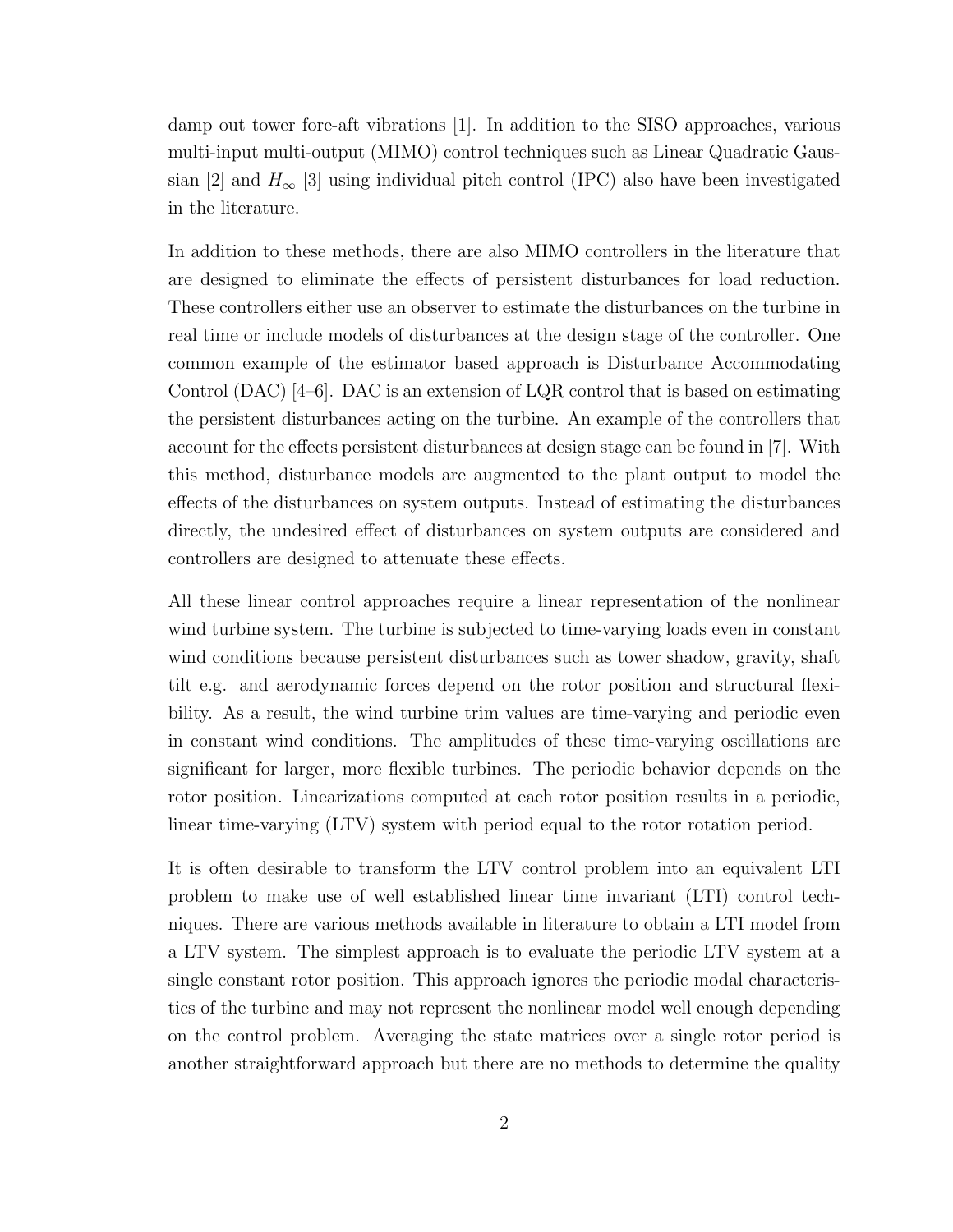damp out tower fore-aft vibrations [1]. In addition to the SISO approaches, various multi-input multi-output (MIMO) control techniques such as Linear Quadratic Gaussian [2] and $H_\infty$ [3] using individual pitch control (IPC) also have been investigated in the literature.

In addition to these methods, there are also MIMO controllers in the literature that are designed to eliminate the effects of persistent disturbances for load reduction. These controllers either use an observer to estimate the disturbances on the turbine in real time or include models of disturbances at the design stage of the controller. One common example of the estimator based approach is Disturbance Accommodating Control (DAC) [4–6]. DAC is an extension of LQR control that is based on estimating the persistent disturbances acting on the turbine. An example of the controllers that account for the effects persistent disturbances at design stage can be found in [7]. With this method, disturbance models are augmented to the plant output to model the effects of the disturbances on system outputs. Instead of estimating the disturbances directly, the undesired effect of disturbances on system outputs are considered and controllers are designed to attenuate these effects.

All these linear control approaches require a linear representation of the nonlinear wind turbine system. The turbine is subjected to time-varying loads even in constant wind conditions because persistent disturbances such as tower shadow, gravity, shaft tilt e.g. and aerodynamic forces depend on the rotor position and structural flexibility. As a result, the wind turbine trim values are time-varying and periodic even in constant wind conditions. The amplitudes of these time-varying oscillations are significant for larger, more flexible turbines. The periodic behavior depends on the rotor position. Linearizations computed at each rotor position results in a periodic, linear time-varying (LTV) system with period equal to the rotor rotation period.

It is often desirable to transform the LTV control problem into an equivalent LTI problem to make use of well established linear time invariant (LTI) control techniques. There are various methods available in literature to obtain a LTI model from a LTV system. The simplest approach is to evaluate the periodic LTV system at a single constant rotor position. This approach ignores the periodic modal characteristics of the turbine and may not represent the nonlinear model well enough depending on the control problem. Averaging the state matrices over a single rotor period is another straightforward approach but there are no methods to determine the quality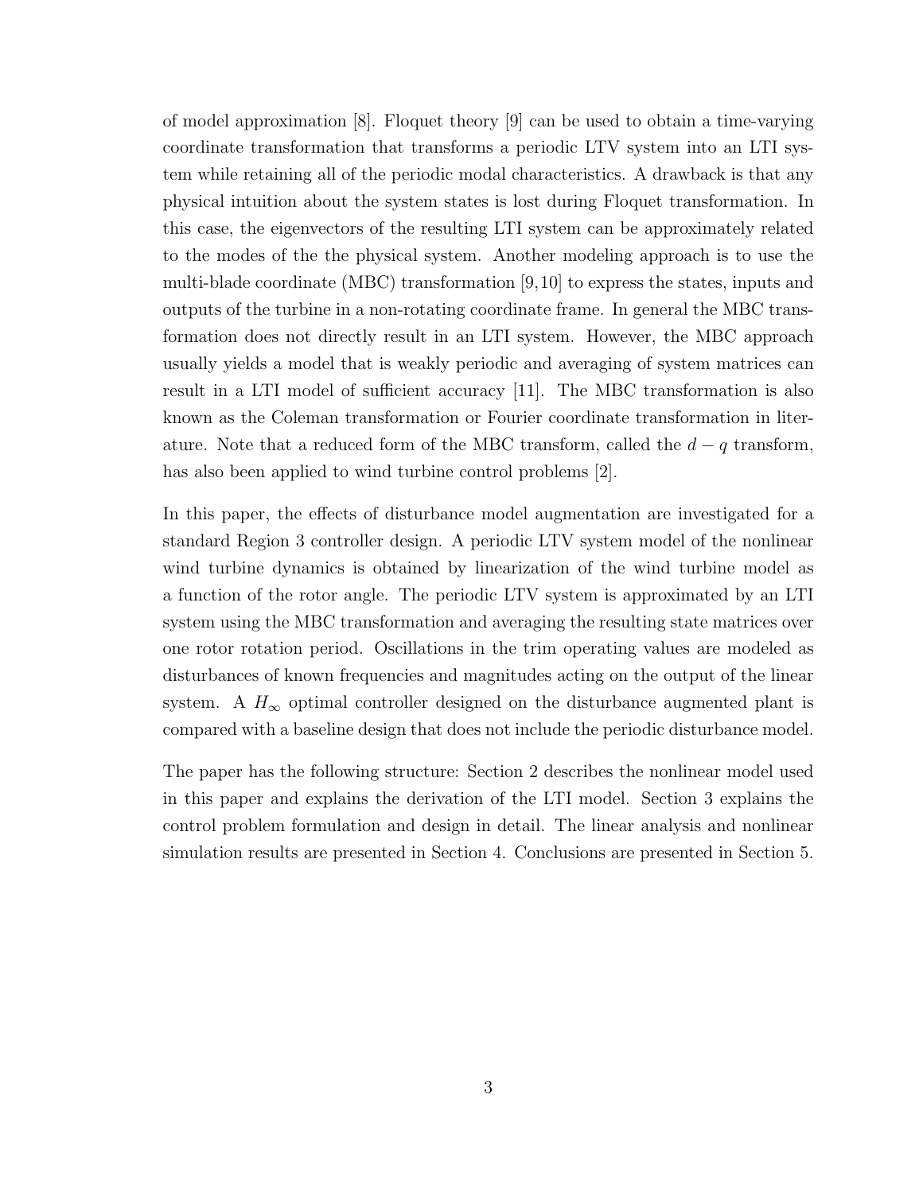of model approximation [8]. Floquet theory [9] can be used to obtain a time-varying coordinate transformation that transforms a periodic LTV system into an LTI system while retaining all of the periodic modal characteristics. A drawback is that any physical intuition about the system states is lost during Floquet transformation. In this case, the eigenvectors of the resulting LTI system can be approximately related to the modes of the the physical system. Another modeling approach is to use the multi-blade coordinate (MBC) transformation [9,10] to express the states, inputs and outputs of the turbine in a non-rotating coordinate frame. In general the MBC transformation does not directly result in an LTI system. However, the MBC approach usually yields a model that is weakly periodic and averaging of system matrices can result in a LTI model of sufficient accuracy [11]. The MBC transformation is also known as the Coleman transformation or Fourier coordinate transformation in literature. Note that a reduced form of the MBC transform, called the $d-q$ transform, has also been applied to wind turbine control problems [2].

In this paper, the effects of disturbance model augmentation are investigated for a standard Region 3 controller design. A periodic LTV system model of the nonlinear wind turbine dynamics is obtained by linearization of the wind turbine model as a function of the rotor angle. The periodic LTV system is approximated by an LTI system using the MBC transformation and averaging the resulting state matrices over one rotor rotation period. Oscillations in the trim operating values are modeled as disturbances of known frequencies and magnitudes acting on the output of the linear system. A $H_\infty$ optimal controller designed on the disturbance augmented plant is compared with a baseline design that does not include the periodic disturbance model.

The paper has the following structure: Section 2 describes the nonlinear model used in this paper and explains the derivation of the LTI model. Section 3 explains the control problem formulation and design in detail. The linear analysis and nonlinear simulation results are presented in Section 4. Conclusions are presented in Section 5.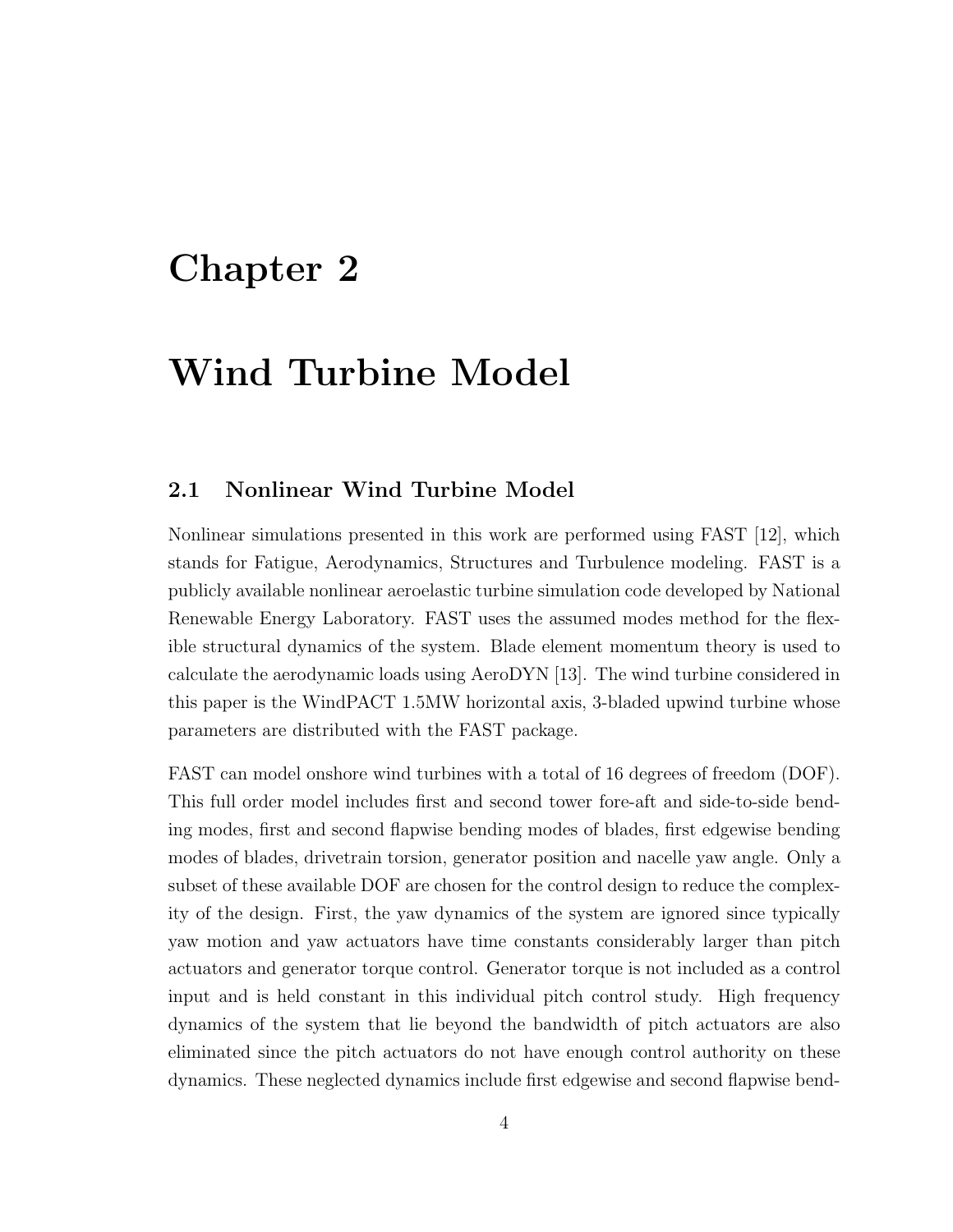# Chapter 2

# Wind Turbine Model

## 2.1 Nonlinear Wind Turbine Model

Nonlinear simulations presented in this work are performed using FAST [12], which stands for Fatigue, Aerodynamics, Structures and Turbulence modeling. FAST is a publicly available nonlinear aeroelastic turbine simulation code developed by National Renewable Energy Laboratory. FAST uses the assumed modes method for the flexible structural dynamics of the system. Blade element momentum theory is used to calculate the aerodynamic loads using AeroDYN [13]. The wind turbine considered in this paper is the WindPACT 1.5MW horizontal axis, 3-bladed upwind turbine whose parameters are distributed with the FAST package.

FAST can model onshore wind turbines with a total of 16 degrees of freedom (DOF). This full order model includes first and second tower fore-aft and side-to-side bending modes, first and second flapwise bending modes of blades, first edgewise bending modes of blades, drivetrain torsion, generator position and nacelle yaw angle. Only a subset of these available DOF are chosen for the control design to reduce the complexity of the design. First, the yaw dynamics of the system are ignored since typically yaw motion and yaw actuators have time constants considerably larger than pitch actuators and generator torque control. Generator torque is not included as a control input and is held constant in this individual pitch control study. High frequency dynamics of the system that lie beyond the bandwidth of pitch actuators are also eliminated since the pitch actuators do not have enough control authority on these dynamics. These neglected dynamics include first edgewise and second flapwise bend-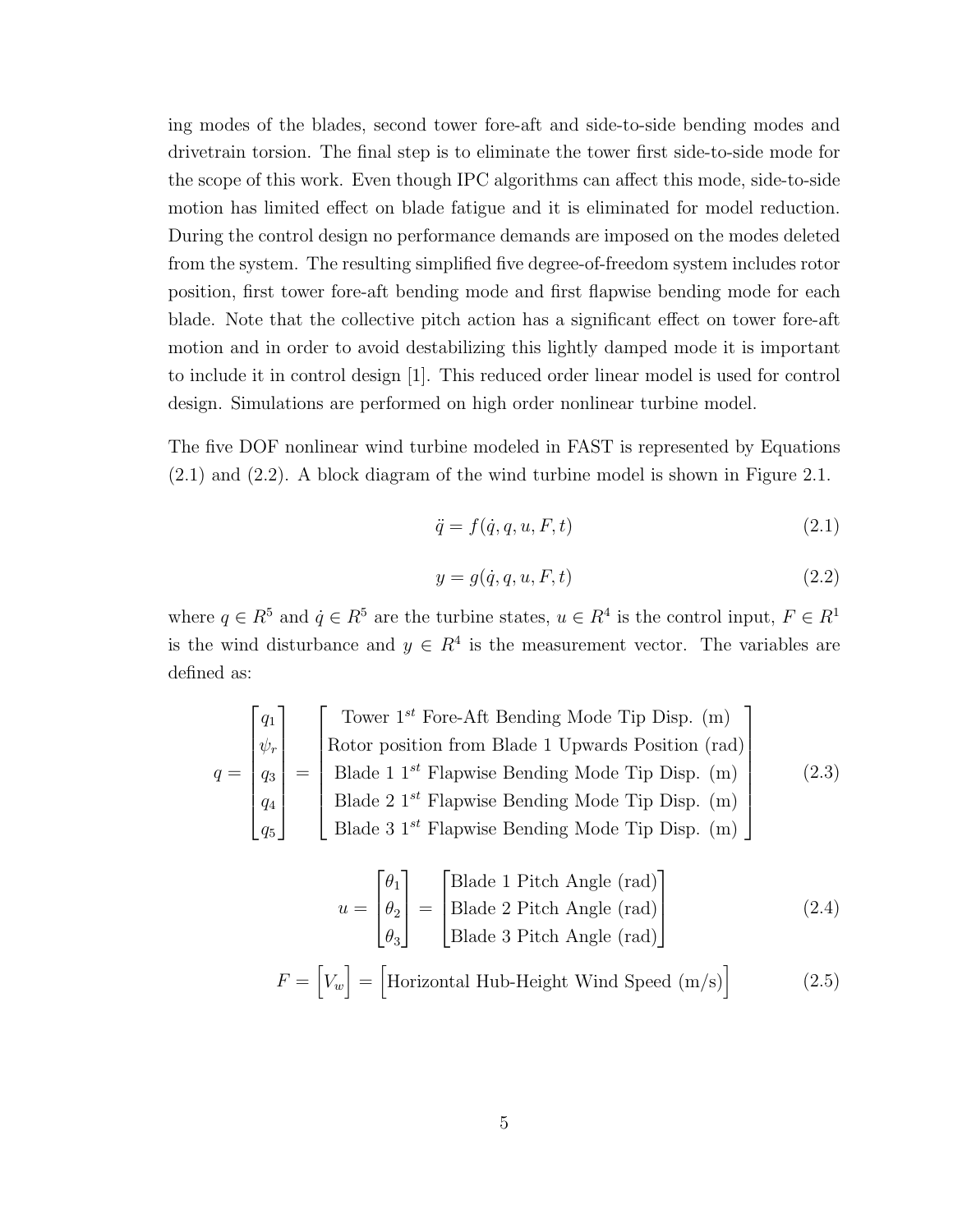ing modes of the blades, second tower fore-aft and side-to-side bending modes and drivetrain torsion. The final step is to eliminate the tower first side-to-side mode for the scope of this work. Even though IPC algorithms can affect this mode, side-to-side motion has limited effect on blade fatigue and it is eliminated for model reduction. During the control design no performance demands are imposed on the modes deleted from the system. The resulting simplified five degree-of-freedom system includes rotor position, first tower fore-aft bending mode and first flapwise bending mode for each blade. Note that the collective pitch action has a significant effect on tower fore-aft motion and in order to avoid destabilizing this lightly damped mode it is important to include it in control design [1]. This reduced order linear model is used for control design. Simulations are performed on high order nonlinear turbine model.

The five DOF nonlinear wind turbine modeled in FAST is represented by Equations (2.1) and (2.2). A block diagram of the wind turbine model is shown in Figure 2.1.

$$\ddot{q} = f(\dot{q}, q, u, F, t) \tag{2.1}$$

$$y = g(\dot{q}, q, u, F, t) \tag{2.2}$$

where $q \in R^5$ and $\dot{q} \in R^5$ are the turbine states, $u \in R^4$ is the control input, $F \in R^1$ is the wind disturbance and $y \in R^4$ is the measurement vector. The variables are defined as:

$$q = \begin{bmatrix} q_1 \\ \psi_r \\ q_3 \\ q_4 \\ q_5 \end{bmatrix} = \begin{bmatrix} \text{Tower } 1^{st} \text{ Fore-Aft Bending Mode Tip Disp. (m)} \\ \text{Rotor position from Blade 1 Upwards Position (rad)} \\ \text{Blade 1 } 1^{st} \text{ Flapwise Bending Mode Tip Disp. (m)} \\ \text{Blade 2 } 1^{st} \text{ Flapwise Bending Mode Tip Disp. (m)} \\ \text{Blade 3 } 1^{st} \text{ Flapwise Bending Mode Tip Disp. (m)} \end{bmatrix} \tag{2.3}$$

$$u = \begin{bmatrix} \theta_1 \\ \theta_2 \\ \theta_3 \end{bmatrix} = \begin{bmatrix} \text{Blade 1 Pitch Angle (rad)} \\ \text{Blade 2 Pitch Angle (rad)} \\ \text{Blade 3 Pitch Angle (rad)} \end{bmatrix} \tag{2.4}$$

$$F = \begin{bmatrix} V_w \end{bmatrix} = \begin{bmatrix} \text{Horizontal Hub-Height Wind Speed (m/s)} \end{bmatrix} \tag{2.5}$$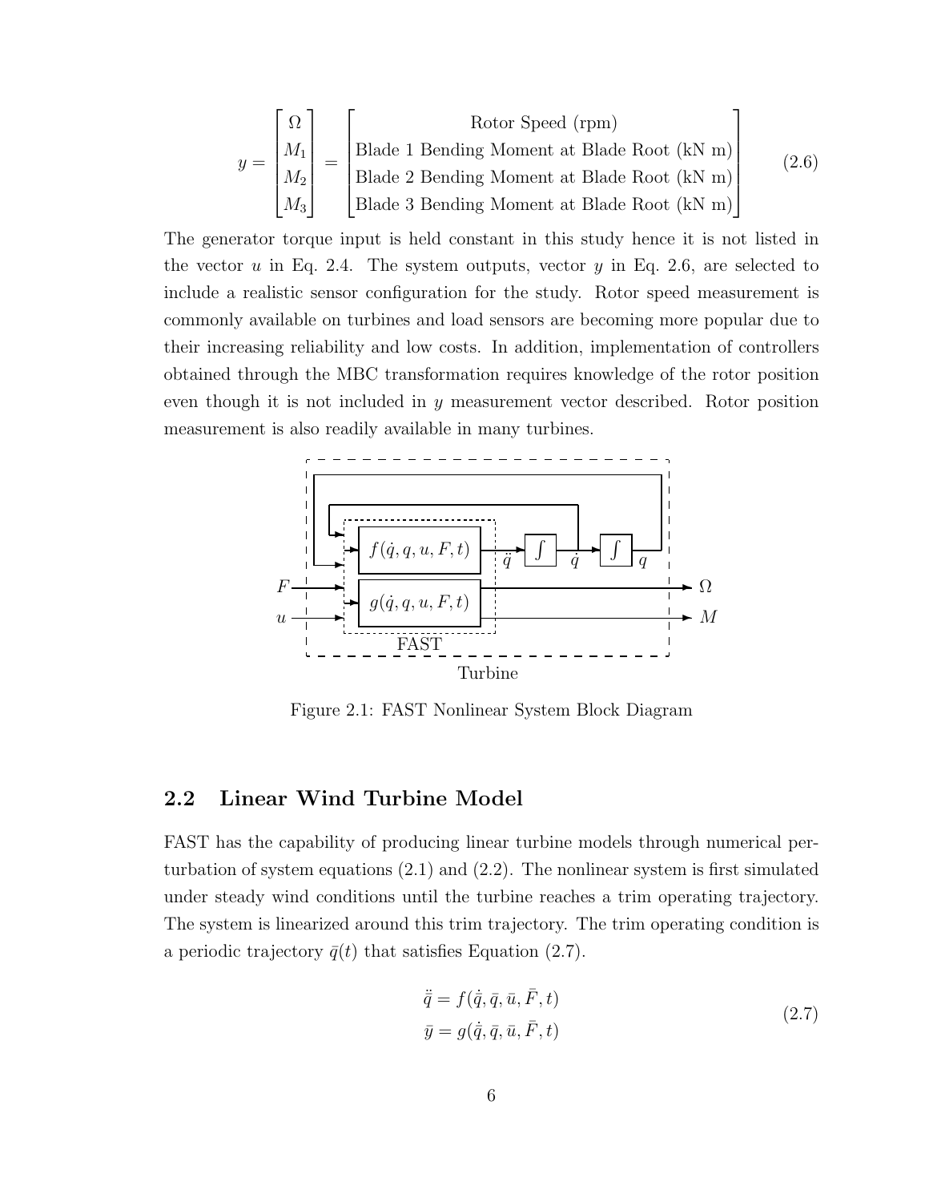$$
y = \begin{bmatrix} \Omega \\ M_1 \\ M_2 \\ M_3 \end{bmatrix} = \begin{bmatrix} \text{Rotor Speed (rpm)} \\ \text{Blade 1 Bending Moment at Blade Root (kN m)} \\ \text{Blade 2 Bending Moment at Blade Root (kN m)} \\ \text{Blade 3 Bending Moment at Blade Root (kN m)} \end{bmatrix} \tag{2.6}
$$

The generator torque input is held constant in this study hence it is not listed in the vector $u$ in Eq. 2.4. The system outputs, vector $y$ in Eq. 2.6, are selected to include a realistic sensor configuration for the study. Rotor speed measurement is commonly available on turbines and load sensors are becoming more popular due to their increasing reliability and low costs. In addition, implementation of controllers obtained through the MBC transformation requires knowledge of the rotor position even though it is not included in $y$ measurement vector described. Rotor position measurement is also readily available in many turbines.

Figure 2.1: FAST Nonlinear System Block Diagram

## 2.2 Linear Wind Turbine Model

FAST has the capability of producing linear turbine models through numerical perturbation of system equations (2.1) and (2.2). The nonlinear system is first simulated under steady wind conditions until the turbine reaches a trim operating trajectory. The system is linearized around this trim trajectory. The trim operating condition is a periodic trajectory $\bar{q}(t)$ that satisfies Equation (2.7).

$$
\begin{aligned}
\ddot{\bar{q}} &= f(\dot{\bar{q}}, \bar{q}, \bar{u}, \bar{F}, t) \\
\bar{y} &= g(\dot{\bar{q}}, \bar{q}, \bar{u}, \bar{F}, t)
\end{aligned} \tag{2.7}
$$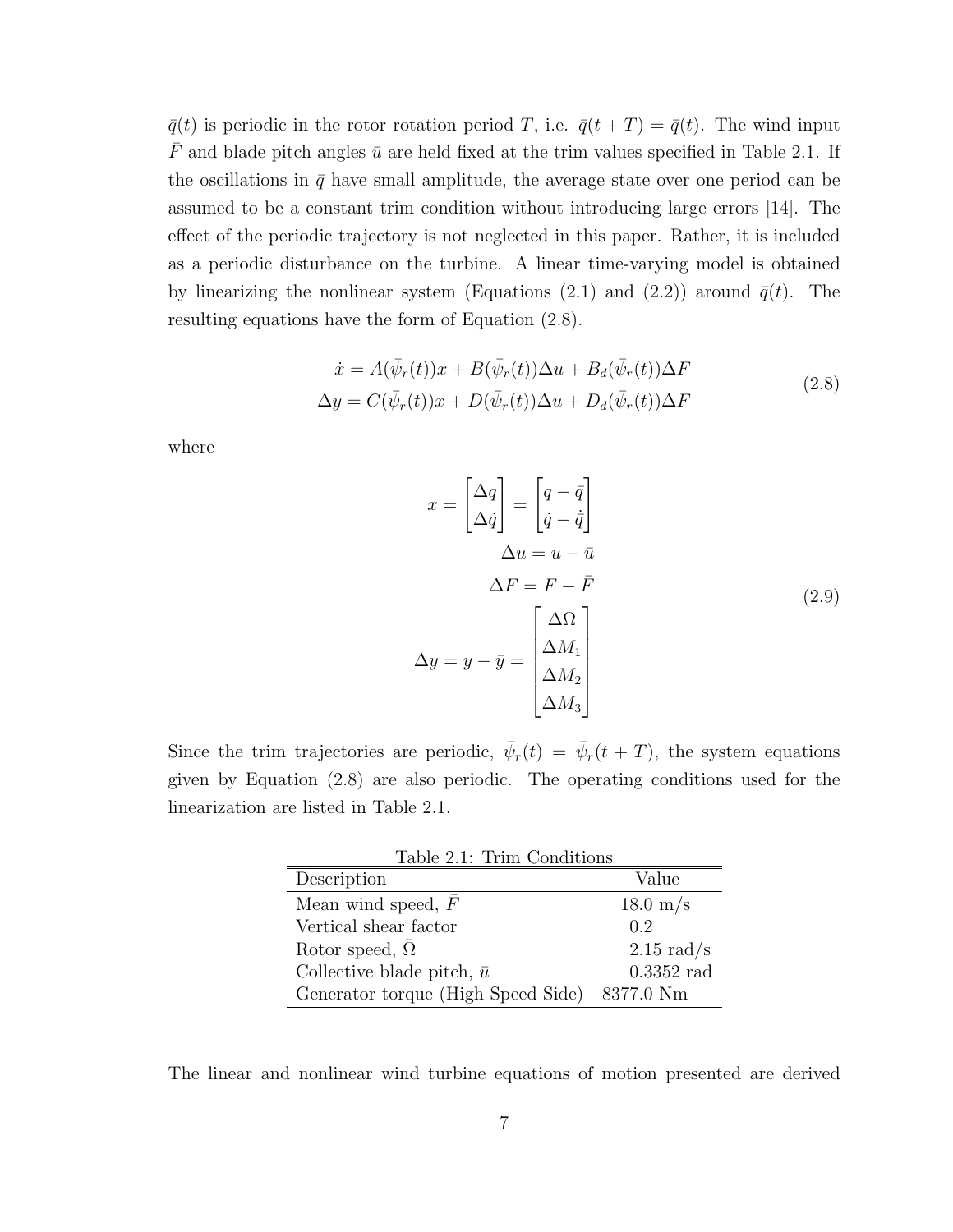$\bar{q}(t)$ is periodic in the rotor rotation period $T$, i.e. $\bar{q}(t+T) = \bar{q}(t)$. The wind input $\bar{F}$ and blade pitch angles $\bar{u}$ are held fixed at the trim values specified in Table 2.1. If the oscillations in $\bar{q}$ have small amplitude, the average state over one period can be assumed to be a constant trim condition without introducing large errors [14]. The effect of the periodic trajectory is not neglected in this paper. Rather, it is included as a periodic disturbance on the turbine. A linear time-varying model is obtained by linearizing the nonlinear system (Equations (2.1) and (2.2)) around $\bar{q}(t)$. The resulting equations have the form of Equation (2.8).

$$
\begin{aligned}
\dot{x} &= A(\bar{\psi}_r(t))x + B(\bar{\psi}_r(t))\Delta u + B_d(\bar{\psi}_r(t))\Delta F \\
\Delta y &= C(\bar{\psi}_r(t))x + D(\bar{\psi}_r(t))\Delta u + D_d(\bar{\psi}_r(t))\Delta F
\end{aligned}
\tag{2.8}
$$

where

$$
\begin{aligned}
x &= \begin{bmatrix} \Delta q \\ \Delta \dot{q} \end{bmatrix} = \begin{bmatrix} q - \bar{q} \\ \dot{q} - \dot{\bar{q}} \end{bmatrix} \\
\Delta u &= u - \bar{u} \\
\Delta F &= F - \bar{F} \\
\Delta y &= y - \bar{y} = \begin{bmatrix} \Delta \Omega \\ \Delta M_1 \\ \Delta M_2 \\ \Delta M_3 \end{bmatrix}
\end{aligned}
\tag{2.9}
$$

Since the trim trajectories are periodic, $\bar{\psi}_r(t) = \bar{\psi}_r(t+T)$, the system equations given by Equation (2.8) are also periodic. The operating conditions used for the linearization are listed in Table 2.1.

Table 2.1: Trim Conditions

| Description | Value |
|---|---|
| Mean wind speed, $\bar{F}$ | 18.0 m/s |
| Vertical shear factor | 0.2 |
| Rotor speed, $\bar{\Omega}$ | 2.15 rad/s |
| Collective blade pitch, $\bar{u}$ | 0.3352 rad |
| Generator torque (High Speed Side) | 8377.0 Nm |

The linear and nonlinear wind turbine equations of motion presented are derived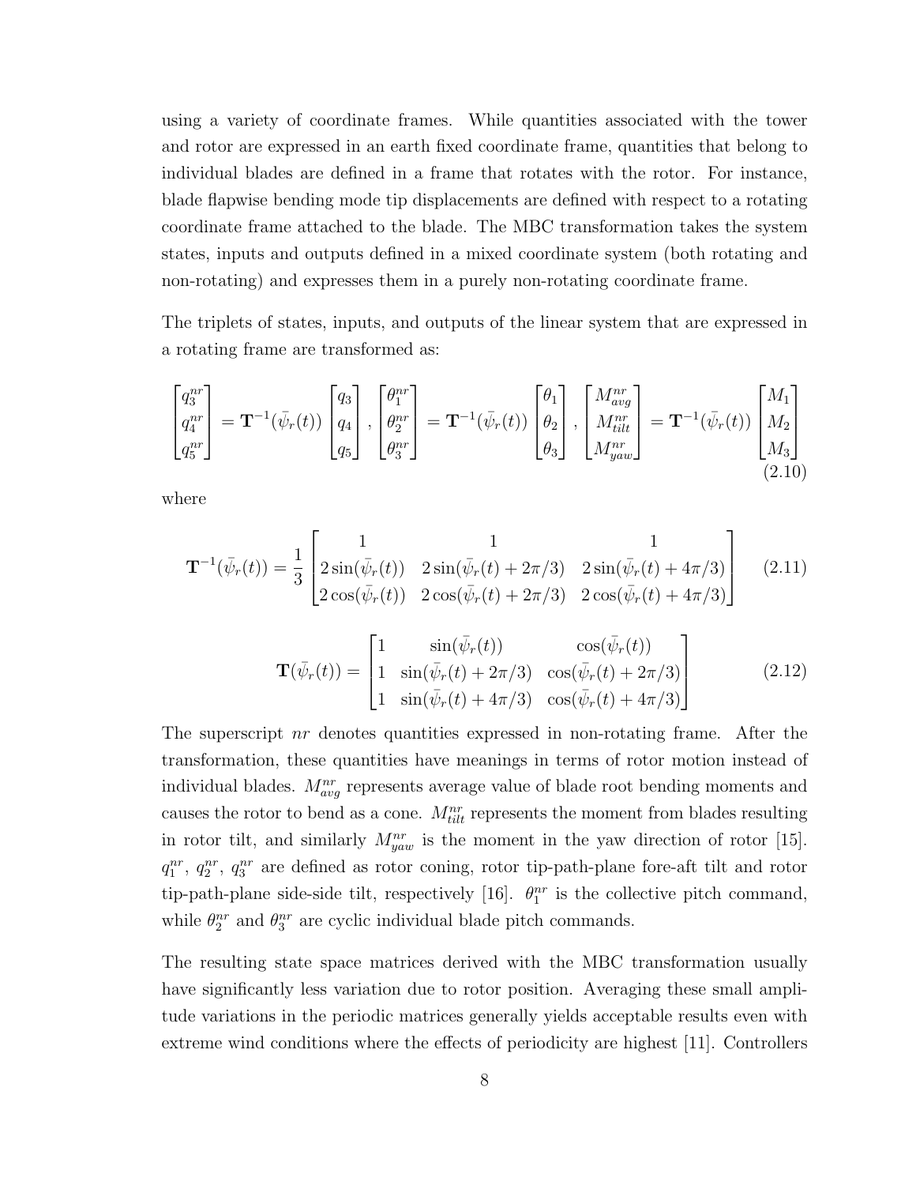using a variety of coordinate frames. While quantities associated with the tower and rotor are expressed in an earth fixed coordinate frame, quantities that belong to individual blades are defined in a frame that rotates with the rotor. For instance, blade flapwise bending mode tip displacements are defined with respect to a rotating coordinate frame attached to the blade. The MBC transformation takes the system states, inputs and outputs defined in a mixed coordinate system (both rotating and non-rotating) and expresses them in a purely non-rotating coordinate frame.

The triplets of states, inputs, and outputs of the linear system that are expressed in a rotating frame are transformed as:

$$\begin{bmatrix} q_3^{nr} \\ q_4^{nr} \\ q_5^{nr} \end{bmatrix} = \mathbf{T}^{-1}(\bar{\psi}_r(t)) \begin{bmatrix} q_3 \\ q_4 \\ q_5 \end{bmatrix}, \begin{bmatrix} \theta_1^{nr} \\ \theta_2^{nr} \\ \theta_3^{nr} \end{bmatrix} = \mathbf{T}^{-1}(\bar{\psi}_r(t)) \begin{bmatrix} \theta_1 \\ \theta_2 \\ \theta_3 \end{bmatrix}, \begin{bmatrix} M_{avg}^{nr} \\ M_{tilt}^{nr} \\ M_{yaw}^{nr} \end{bmatrix} = \mathbf{T}^{-1}(\bar{\psi}_r(t)) \begin{bmatrix} M_1 \\ M_2 \\ M_3 \end{bmatrix} \tag{2.10}$$

where

$$\mathbf{T}^{-1}(\bar{\psi}_r(t)) = \frac{1}{3} \begin{bmatrix} 1 & 1 & 1 \\ 2\sin(\bar{\psi}_r(t)) & 2\sin(\bar{\psi}_r(t) + 2\pi/3) & 2\sin(\bar{\psi}_r(t) + 4\pi/3) \\ 2\cos(\bar{\psi}_r(t)) & 2\cos(\bar{\psi}_r(t) + 2\pi/3) & 2\cos(\bar{\psi}_r(t) + 4\pi/3) \end{bmatrix} \tag{2.11}$$

$$\mathbf{T}(\bar{\psi}_r(t)) = \begin{bmatrix} 1 & \sin(\bar{\psi}_r(t)) & \cos(\bar{\psi}_r(t)) \\ 1 & \sin(\bar{\psi}_r(t) + 2\pi/3) & \cos(\bar{\psi}_r(t) + 2\pi/3) \\ 1 & \sin(\bar{\psi}_r(t) + 4\pi/3) & \cos(\bar{\psi}_r(t) + 4\pi/3) \end{bmatrix} \tag{2.12}$$

The superscript $nr$ denotes quantities expressed in non-rotating frame. After the transformation, these quantities have meanings in terms of rotor motion instead of individual blades. $M_{avg}^{nr}$ represents average value of blade root bending moments and causes the rotor to bend as a cone. $M_{tilt}^{nr}$ represents the moment from blades resulting in rotor tilt, and similarly $M_{yaw}^{nr}$ is the moment in the yaw direction of rotor [15]. $q_1^{nr}$, $q_2^{nr}$, $q_3^{nr}$ are defined as rotor coning, rotor tip-path-plane fore-aft tilt and rotor tip-path-plane side-side tilt, respectively [16]. $\theta_1^{nr}$ is the collective pitch command, while $\theta_2^{nr}$ and $\theta_3^{nr}$ are cyclic individual blade pitch commands.

The resulting state space matrices derived with the MBC transformation usually have significantly less variation due to rotor position. Averaging these small amplitude variations in the periodic matrices generally yields acceptable results even with extreme wind conditions where the effects of periodicity are highest [11]. Controllers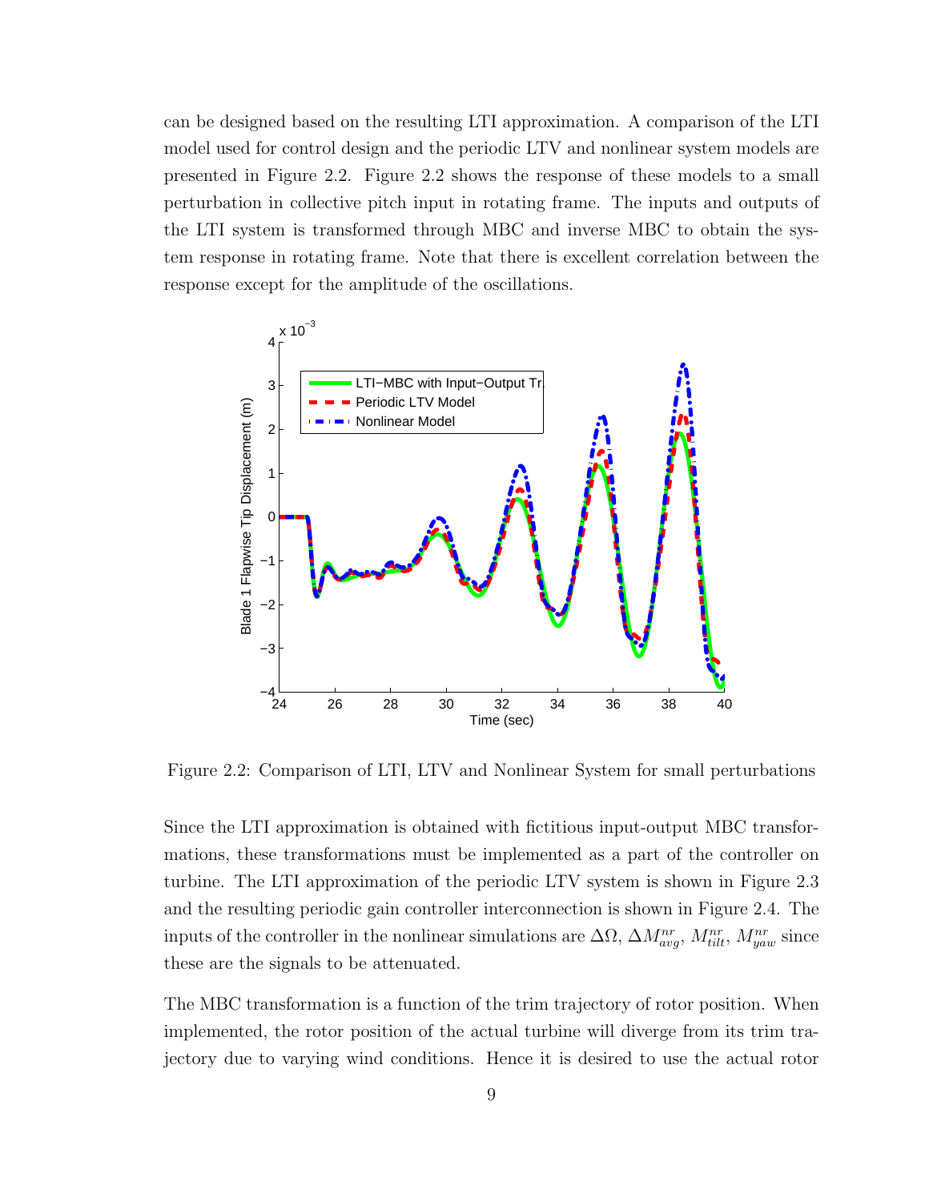can be designed based on the resulting LTI approximation. A comparison of the LTI model used for control design and the periodic LTV and nonlinear system models are presented in Figure 2.2. Figure 2.2 shows the response of these models to a small perturbation in collective pitch input in rotating frame. The inputs and outputs of the LTI system is transformed through MBC and inverse MBC to obtain the system response in rotating frame. Note that there is excellent correlation between the response except for the amplitude of the oscillations.

Figure 2.2: Comparison of LTI, LTV and Nonlinear System for small perturbations

Since the LTI approximation is obtained with fictitious input-output MBC transformations, these transformations must be implemented as a part of the controller on turbine. The LTI approximation of the periodic LTV system is shown in Figure 2.3 and the resulting periodic gain controller interconnection is shown in Figure 2.4. The inputs of the controller in the nonlinear simulations are $\Delta\Omega$, $\Delta M^{nr}_{avg}$, $M^{nr}_{tilt}$, $M^{nr}_{yaw}$ since these are the signals to be attenuated.

The MBC transformation is a function of the trim trajectory of rotor position. When implemented, the rotor position of the actual turbine will diverge from its trim trajectory due to varying wind conditions. Hence it is desired to use the actual rotor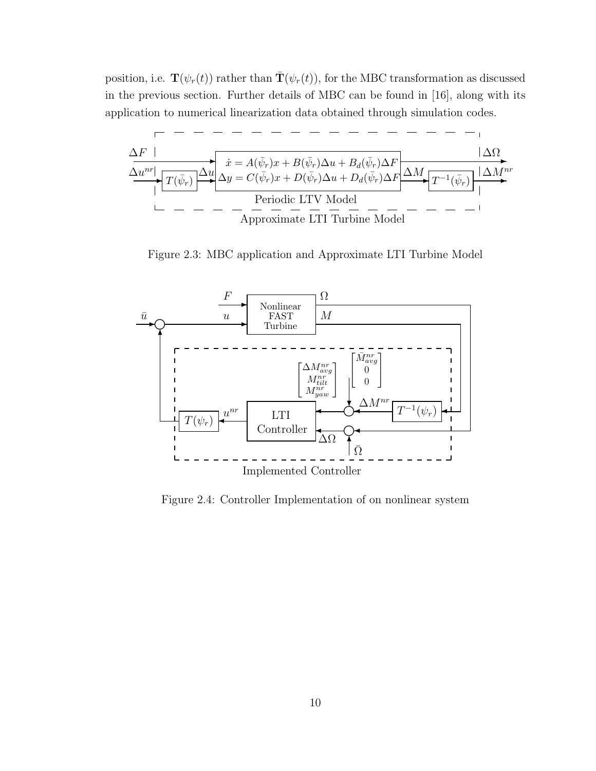position, i.e. $\mathbf{T}(\psi_r(t))$ rather than $\bar{\mathbf{T}}(\psi_r(t))$, for the MBC transformation as discussed in the previous section. Further details of MBC can be found in [16], along with its application to numerical linearization data obtained through simulation codes.

Figure 2.3: MBC application and Approximate LTI Turbine Model

Figure 2.4: Controller Implementation of on nonlinear system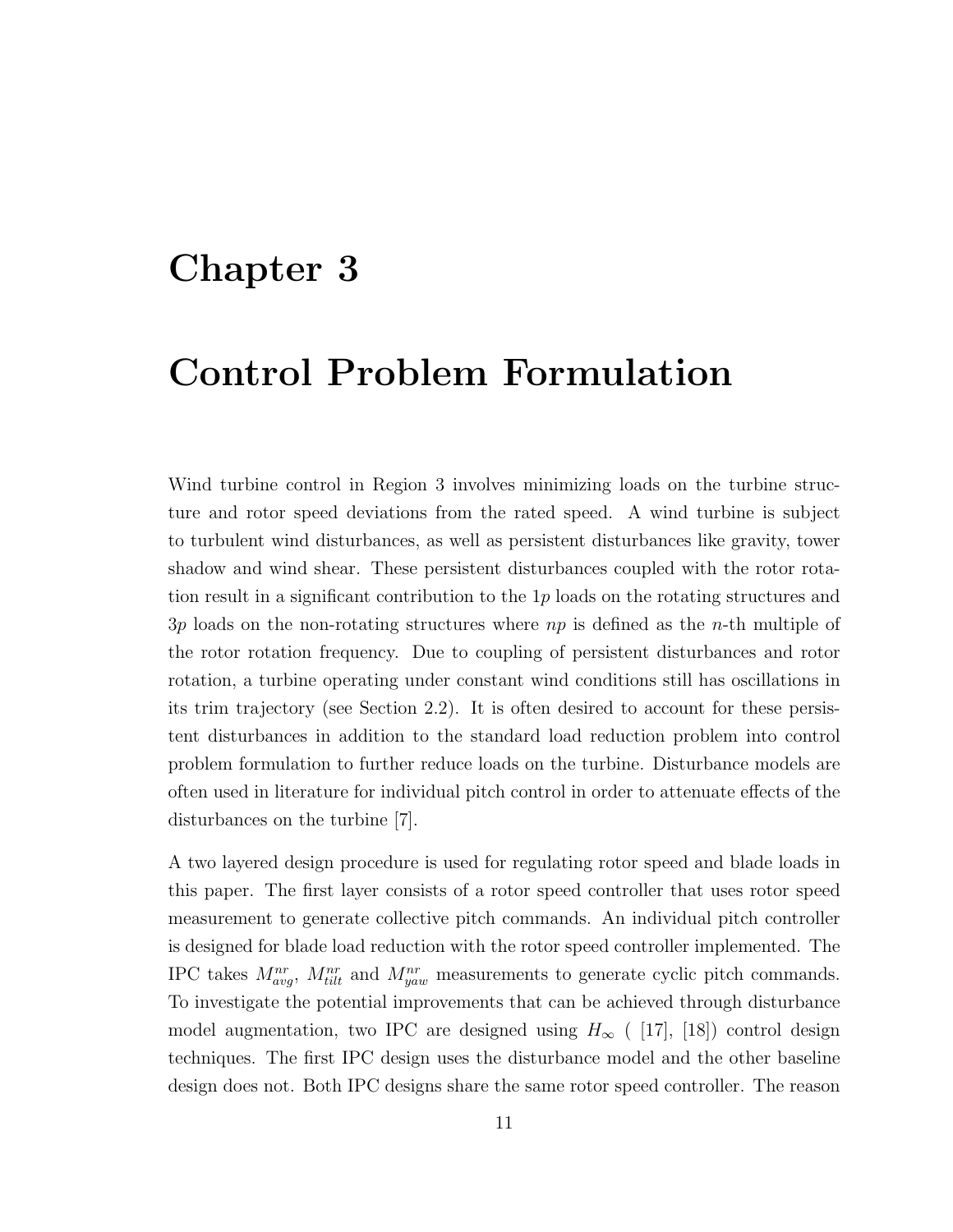# Chapter 3

# Control Problem Formulation

Wind turbine control in Region 3 involves minimizing loads on the turbine structure and rotor speed deviations from the rated speed. A wind turbine is subject to turbulent wind disturbances, as well as persistent disturbances like gravity, tower shadow and wind shear. These persistent disturbances coupled with the rotor rotation result in a significant contribution to the $1p$ loads on the rotating structures and $3p$ loads on the non-rotating structures where $np$ is defined as the $n$-th multiple of the rotor rotation frequency. Due to coupling of persistent disturbances and rotor rotation, a turbine operating under constant wind conditions still has oscillations in its trim trajectory (see Section 2.2). It is often desired to account for these persistent disturbances in addition to the standard load reduction problem into control problem formulation to further reduce loads on the turbine. Disturbance models are often used in literature for individual pitch control in order to attenuate effects of the disturbances on the turbine [7].

A two layered design procedure is used for regulating rotor speed and blade loads in this paper. The first layer consists of a rotor speed controller that uses rotor speed measurement to generate collective pitch commands. An individual pitch controller is designed for blade load reduction with the rotor speed controller implemented. The IPC takes $M_{avg}^{nr}$, $M_{tilt}^{nr}$ and $M_{yaw}^{nr}$ measurements to generate cyclic pitch commands. To investigate the potential improvements that can be achieved through disturbance model augmentation, two IPC are designed using $H_\infty$ ( [17], [18]) control design techniques. The first IPC design uses the disturbance model and the other baseline design does not. Both IPC designs share the same rotor speed controller. The reason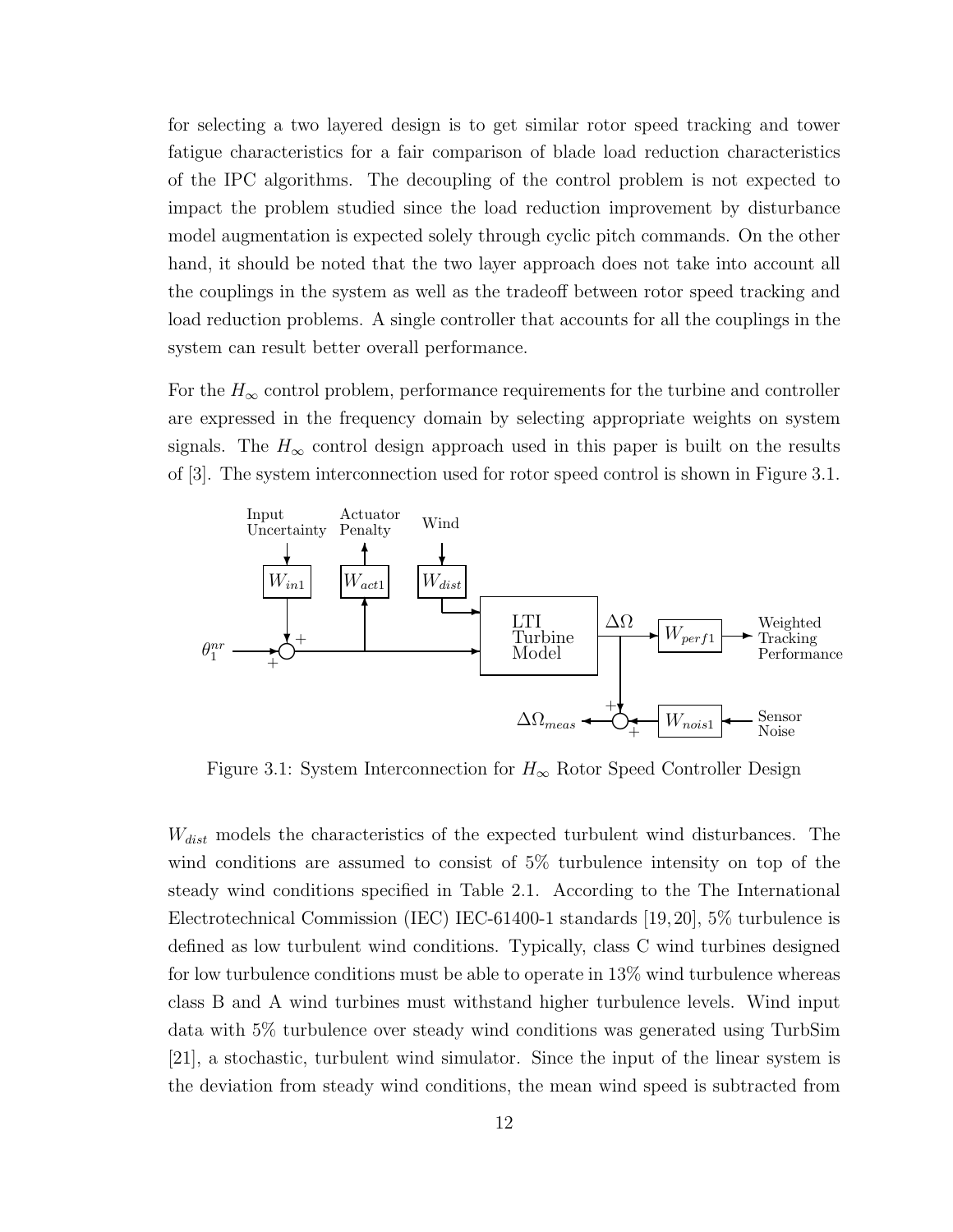for selecting a two layered design is to get similar rotor speed tracking and tower fatigue characteristics for a fair comparison of blade load reduction characteristics of the IPC algorithms. The decoupling of the control problem is not expected to impact the problem studied since the load reduction improvement by disturbance model augmentation is expected solely through cyclic pitch commands. On the other hand, it should be noted that the two layer approach does not take into account all the couplings in the system as well as the tradeoff between rotor speed tracking and load reduction problems. A single controller that accounts for all the couplings in the system can result better overall performance.

For the $H_\infty$ control problem, performance requirements for the turbine and controller are expressed in the frequency domain by selecting appropriate weights on system signals. The $H_\infty$ control design approach used in this paper is built on the results of [3]. The system interconnection used for rotor speed control is shown in Figure 3.1.

Figure 3.1: System Interconnection for $H_\infty$ Rotor Speed Controller Design

$W_{dist}$ models the characteristics of the expected turbulent wind disturbances. The wind conditions are assumed to consist of 5% turbulence intensity on top of the steady wind conditions specified in Table 2.1. According to the The International Electrotechnical Commission (IEC) IEC-61400-1 standards [19, 20], 5% turbulence is defined as low turbulent wind conditions. Typically, class C wind turbines designed for low turbulence conditions must be able to operate in 13% wind turbulence whereas class B and A wind turbines must withstand higher turbulence levels. Wind input data with 5% turbulence over steady wind conditions was generated using TurbSim [21], a stochastic, turbulent wind simulator. Since the input of the linear system is the deviation from steady wind conditions, the mean wind speed is subtracted from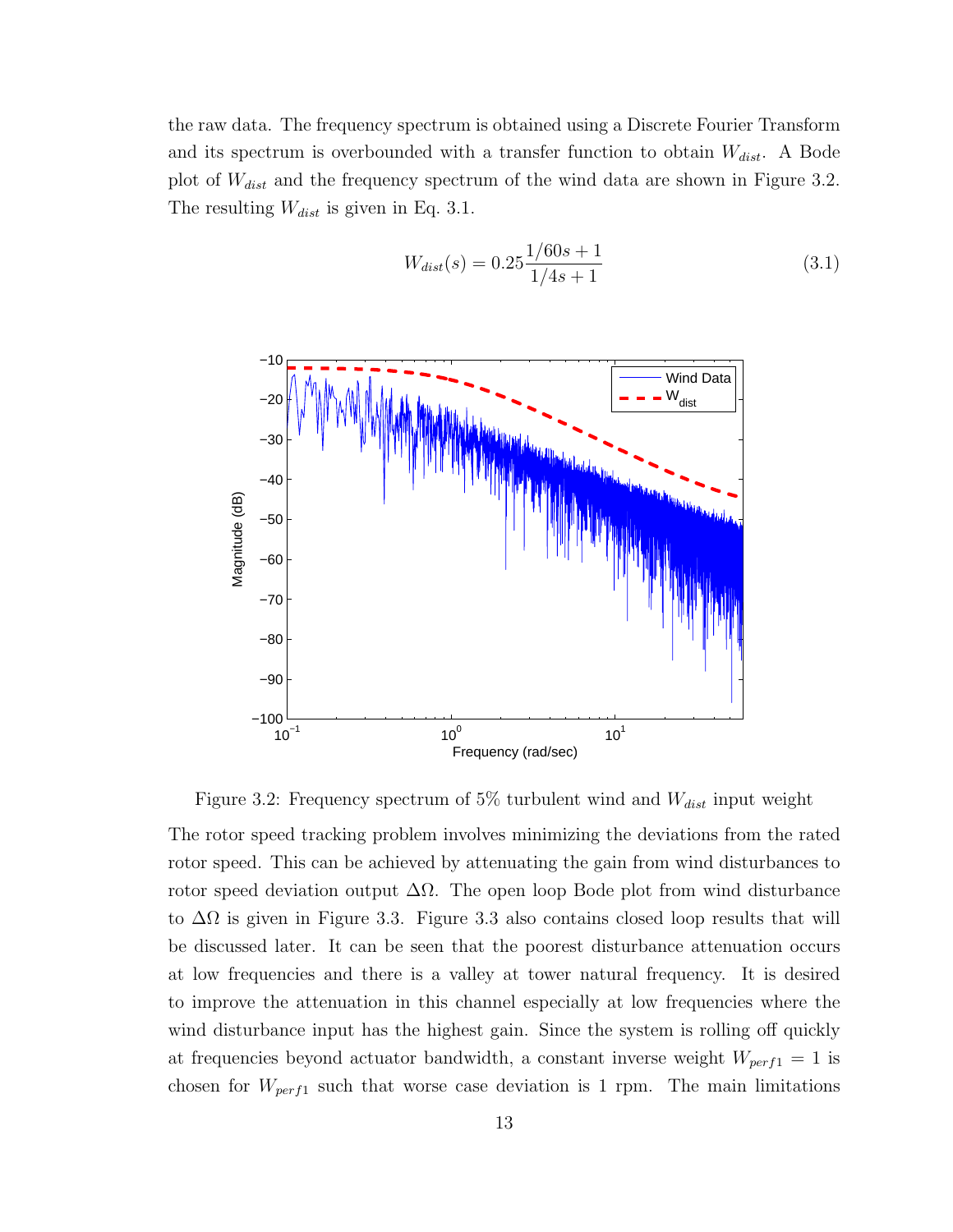the raw data. The frequency spectrum is obtained using a Discrete Fourier Transform and its spectrum is overbounded with a transfer function to obtain $W_{dist}$. A Bode plot of $W_{dist}$ and the frequency spectrum of the wind data are shown in Figure 3.2. The resulting $W_{dist}$ is given in Eq. 3.1.

$$W_{dist}(s) = 0.25\frac{1/60s+1}{1/4s+1} \tag{3.1}$$

Figure 3.2: Frequency spectrum of 5% turbulent wind and $W_{dist}$ input weight

The rotor speed tracking problem involves minimizing the deviations from the rated rotor speed. This can be achieved by attenuating the gain from wind disturbances to rotor speed deviation output $\Delta\Omega$. The open loop Bode plot from wind disturbance to $\Delta\Omega$ is given in Figure 3.3. Figure 3.3 also contains closed loop results that will be discussed later. It can be seen that the poorest disturbance attenuation occurs at low frequencies and there is a valley at tower natural frequency. It is desired to improve the attenuation in this channel especially at low frequencies where the wind disturbance input has the highest gain. Since the system is rolling off quickly at frequencies beyond actuator bandwidth, a constant inverse weight $W_{perf1} = 1$ is chosen for $W_{perf1}$ such that worse case deviation is 1 rpm. The main limitations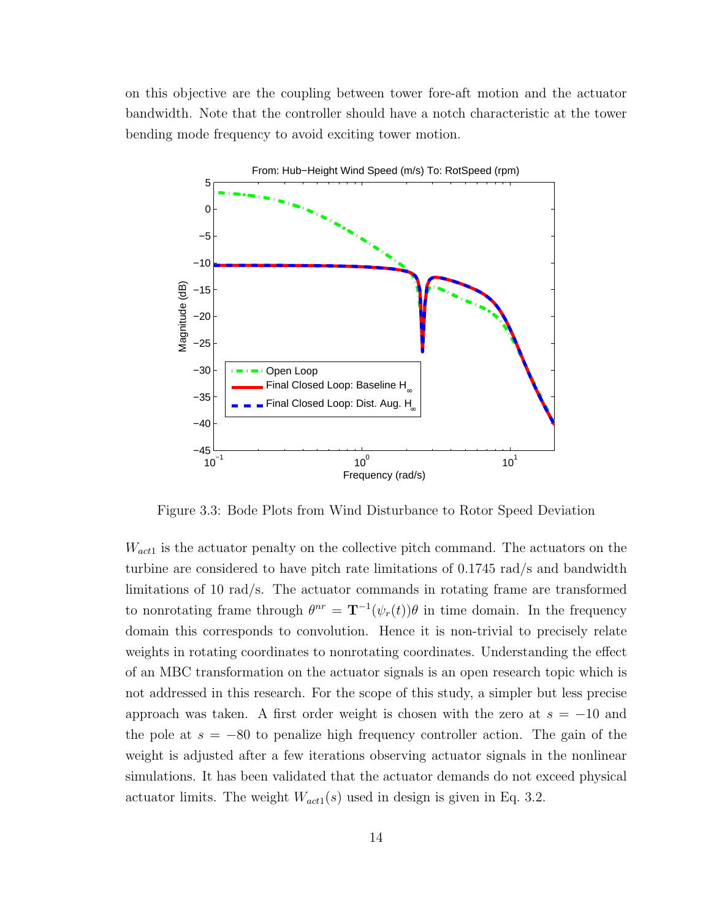on this objective are the coupling between tower fore-aft motion and the actuator bandwidth. Note that the controller should have a notch characteristic at the tower bending mode frequency to avoid exciting tower motion.

Figure 3.3: Bode Plots from Wind Disturbance to Rotor Speed Deviation

$W_{act1}$ is the actuator penalty on the collective pitch command. The actuators on the turbine are considered to have pitch rate limitations of 0.1745 rad/s and bandwidth limitations of 10 rad/s. The actuator commands in rotating frame are transformed to nonrotating frame through $\theta^{nr} = \mathbf{T}^{-1}(\psi_r(t))\theta$ in time domain. In the frequency domain this corresponds to convolution. Hence it is non-trivial to precisely relate weights in rotating coordinates to nonrotating coordinates. Understanding the effect of an MBC transformation on the actuator signals is an open research topic which is not addressed in this research. For the scope of this study, a simpler but less precise approach was taken. A first order weight is chosen with the zero at $s = -10$ and the pole at $s = -80$ to penalize high frequency controller action. The gain of the weight is adjusted after a few iterations observing actuator signals in the nonlinear simulations. It has been validated that the actuator demands do not exceed physical actuator limits. The weight $W_{act1}(s)$ used in design is given in Eq. 3.2.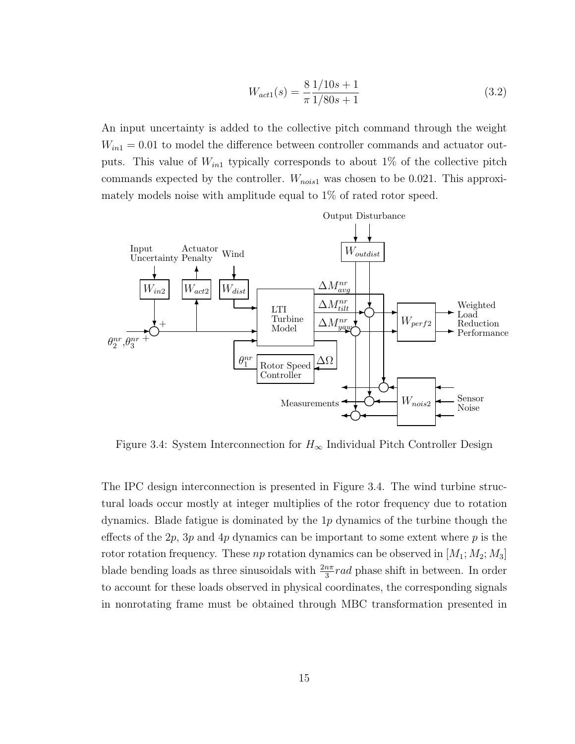$$W_{act1}(s) = \frac{8}{\pi}\frac{1/10s+1}{1/80s+1} \tag{3.2}$$

An input uncertainty is added to the collective pitch command through the weight $W_{in1} = 0.01$ to model the difference between controller commands and actuator outputs. This value of $W_{in1}$ typically corresponds to about 1% of the collective pitch commands expected by the controller. $W_{nois1}$ was chosen to be 0.021. This approximately models noise with amplitude equal to 1% of rated rotor speed.

Figure 3.4: System Interconnection for $H_\infty$ Individual Pitch Controller Design

The IPC design interconnection is presented in Figure 3.4. The wind turbine structural loads occur mostly at integer multiples of the rotor frequency due to rotation dynamics. Blade fatigue is dominated by the $1p$ dynamics of the turbine though the effects of the $2p$, $3p$ and $4p$ dynamics can be important to some extent where $p$ is the rotor rotation frequency. These $np$ rotation dynamics can be observed in $[M_1; M_2; M_3]$ blade bending loads as three sinusoidals with $\frac{2n\pi}{3}rad$ phase shift in between. In order to account for these loads observed in physical coordinates, the corresponding signals in nonrotating frame must be obtained through MBC transformation presented in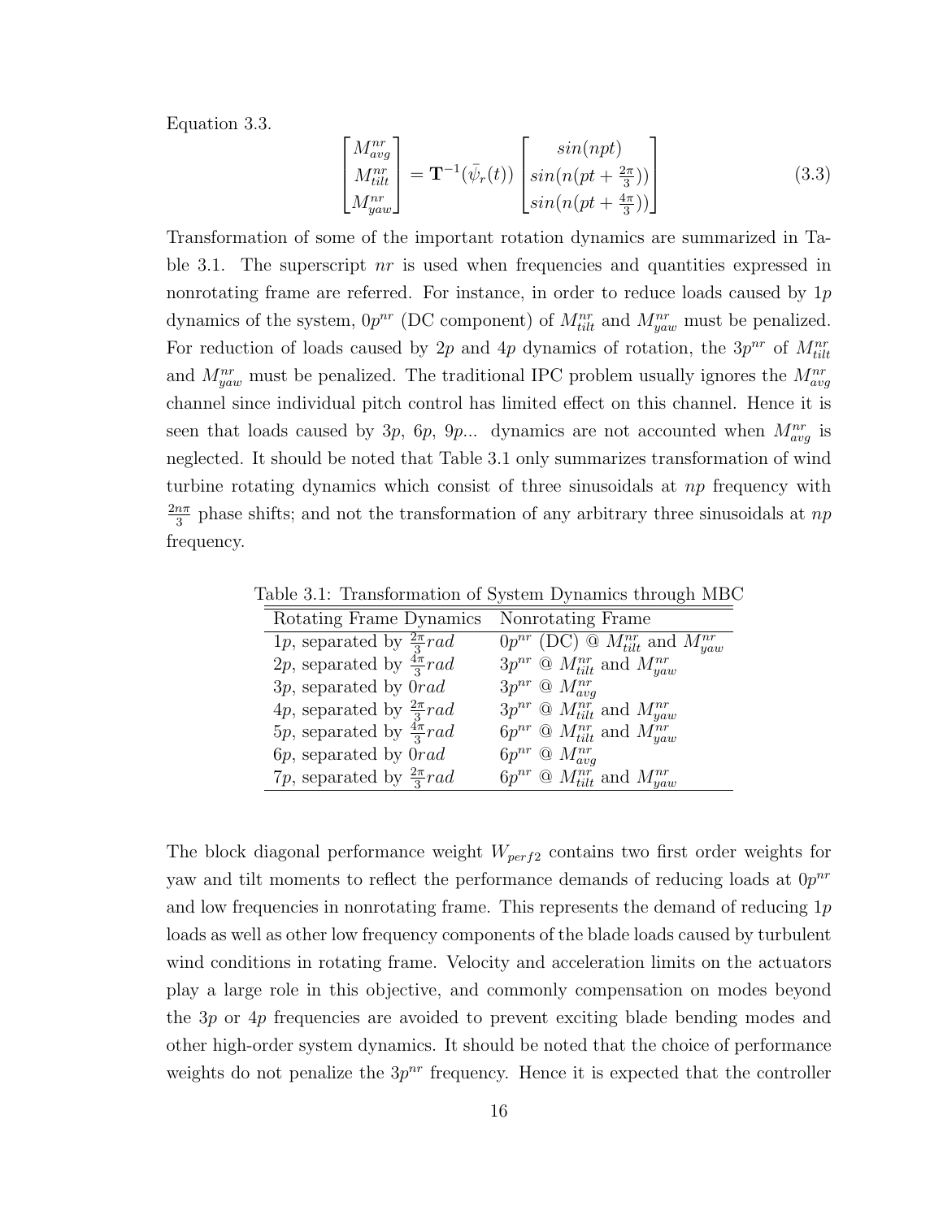Equation 3.3.

$$
\begin{bmatrix} M_{avg}^{nr} \\ M_{tilt}^{nr} \\ M_{yaw}^{nr} \end{bmatrix} = \mathbf{T}^{-1}(\bar{\psi}_r(t)) \begin{bmatrix} sin(npt) \\ sin(n(pt + \frac{2\pi}{3})) \\ sin(n(pt + \frac{4\pi}{3})) \end{bmatrix} \tag{3.3}
$$

Transformation of some of the important rotation dynamics are summarized in Table 3.1. The superscript $nr$ is used when frequencies and quantities expressed in nonrotating frame are referred. For instance, in order to reduce loads caused by $1p$ dynamics of the system, $0p^{nr}$ (DC component) of $M_{tilt}^{nr}$ and $M_{yaw}^{nr}$ must be penalized. For reduction of loads caused by $2p$ and $4p$ dynamics of rotation, the $3p^{nr}$ of $M_{tilt}^{nr}$ and $M_{yaw}^{nr}$ must be penalized. The traditional IPC problem usually ignores the $M_{avg}^{nr}$ channel since individual pitch control has limited effect on this channel. Hence it is seen that loads caused by $3p$, $6p$, $9p$... dynamics are not accounted when $M_{avg}^{nr}$ is neglected. It should be noted that Table 3.1 only summarizes transformation of wind turbine rotating dynamics which consist of three sinusoidals at $np$ frequency with $\frac{2n\pi}{3}$ phase shifts; and not the transformation of any arbitrary three sinusoidals at $np$ frequency.

Table 3.1: Transformation of System Dynamics through MBC

| Rotating Frame Dynamics | Nonrotating Frame |
|---|---|
| $1p$, separated by $\frac{2\pi}{3}rad$ | $0p^{nr}$ (DC) @ $M_{tilt}^{nr}$ and $M_{yaw}^{nr}$ |
| $2p$, separated by $\frac{4\pi}{3}rad$ | $3p^{nr}$ @ $M_{tilt}^{nr}$ and $M_{yaw}^{nr}$ |
| $3p$, separated by $0rad$ | $3p^{nr}$ @ $M_{avg}^{nr}$ |
| $4p$, separated by $\frac{2\pi}{3}rad$ | $3p^{nr}$ @ $M_{tilt}^{nr}$ and $M_{yaw}^{nr}$ |
| $5p$, separated by $\frac{4\pi}{3}rad$ | $6p^{nr}$ @ $M_{tilt}^{nr}$ and $M_{yaw}^{nr}$ |
| $6p$, separated by $0rad$ | $6p^{nr}$ @ $M_{avg}^{nr}$ |
| $7p$, separated by $\frac{2\pi}{3}rad$ | $6p^{nr}$ @ $M_{tilt}^{nr}$ and $M_{yaw}^{nr}$ |

The block diagonal performance weight $W_{perf2}$ contains two first order weights for yaw and tilt moments to reflect the performance demands of reducing loads at $0p^{nr}$ and low frequencies in nonrotating frame. This represents the demand of reducing $1p$ loads as well as other low frequency components of the blade loads caused by turbulent wind conditions in rotating frame. Velocity and acceleration limits on the actuators play a large role in this objective, and commonly compensation on modes beyond the $3p$ or $4p$ frequencies are avoided to prevent exciting blade bending modes and other high-order system dynamics. It should be noted that the choice of performance weights do not penalize the $3p^{nr}$ frequency. Hence it is expected that the controller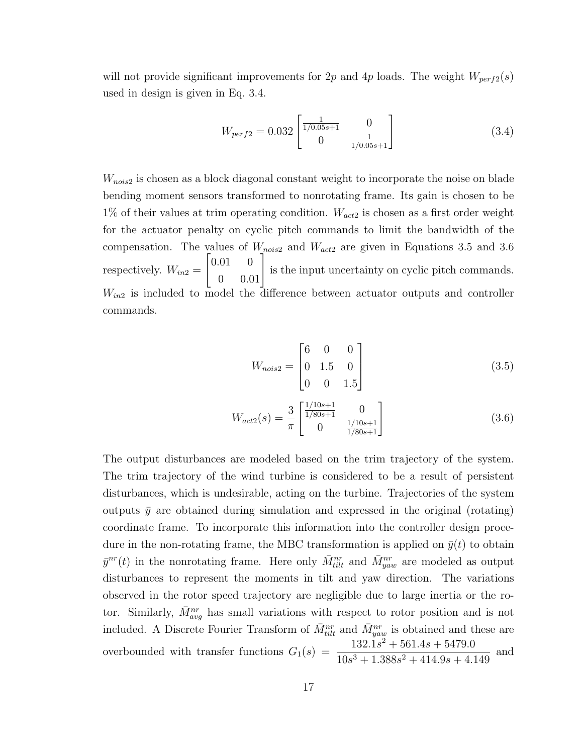will not provide significant improvements for $2p$ and $4p$ loads. The weight $W_{perf2}(s)$ used in design is given in Eq. 3.4.

$$W_{perf2} = 0.032 \begin{bmatrix} \frac{1}{1/0.05s+1} & 0 \\ 0 & \frac{1}{1/0.05s+1} \end{bmatrix} \tag{3.4}$$

$W_{nois2}$ is chosen as a block diagonal constant weight to incorporate the noise on blade bending moment sensors transformed to nonrotating frame. Its gain is chosen to be 1% of their values at trim operating condition. $W_{act2}$ is chosen as a first order weight for the actuator penalty on cyclic pitch commands to limit the bandwidth of the compensation. The values of $W_{nois2}$ and $W_{act2}$ are given in Equations 3.5 and 3.6 respectively. $W_{in2} = \begin{bmatrix} 0.01 & 0 \\ 0 & 0.01 \end{bmatrix}$ is the input uncertainty on cyclic pitch commands. $W_{in2}$ is included to model the difference between actuator outputs and controller commands.

$$W_{nois2} = \begin{bmatrix} 6 & 0 & 0 \\ 0 & 1.5 & 0 \\ 0 & 0 & 1.5 \end{bmatrix} \tag{3.5}$$

$$W_{act2}(s) = \frac{3}{\pi} \begin{bmatrix} \frac{1/10s+1}{1/80s+1} & 0 \\ 0 & \frac{1/10s+1}{1/80s+1} \end{bmatrix} \tag{3.6}$$

The output disturbances are modeled based on the trim trajectory of the system. The trim trajectory of the wind turbine is considered to be a result of persistent disturbances, which is undesirable, acting on the turbine. Trajectories of the system outputs $\bar{y}$ are obtained during simulation and expressed in the original (rotating) coordinate frame. To incorporate this information into the controller design procedure in the non-rotating frame, the MBC transformation is applied on $\bar{y}(t)$ to obtain $\bar{y}^{nr}(t)$ in the nonrotating frame. Here only $\bar{M}^{nr}_{tilt}$ and $\bar{M}^{nr}_{yaw}$ are modeled as output disturbances to represent the moments in tilt and yaw direction. The variations observed in the rotor speed trajectory are negligible due to large inertia or the rotor. Similarly, $\bar{M}^{nr}_{avg}$ has small variations with respect to rotor position and is not included. A Discrete Fourier Transform of $\bar{M}^{nr}_{tilt}$ and $\bar{M}^{nr}_{yaw}$ is obtained and these are overbounded with transfer functions $G_1(s) = \dfrac{132.1s^2 + 561.4s + 5479.0}{10s^3 + 1.388s^2 + 414.9s + 4.149}$ and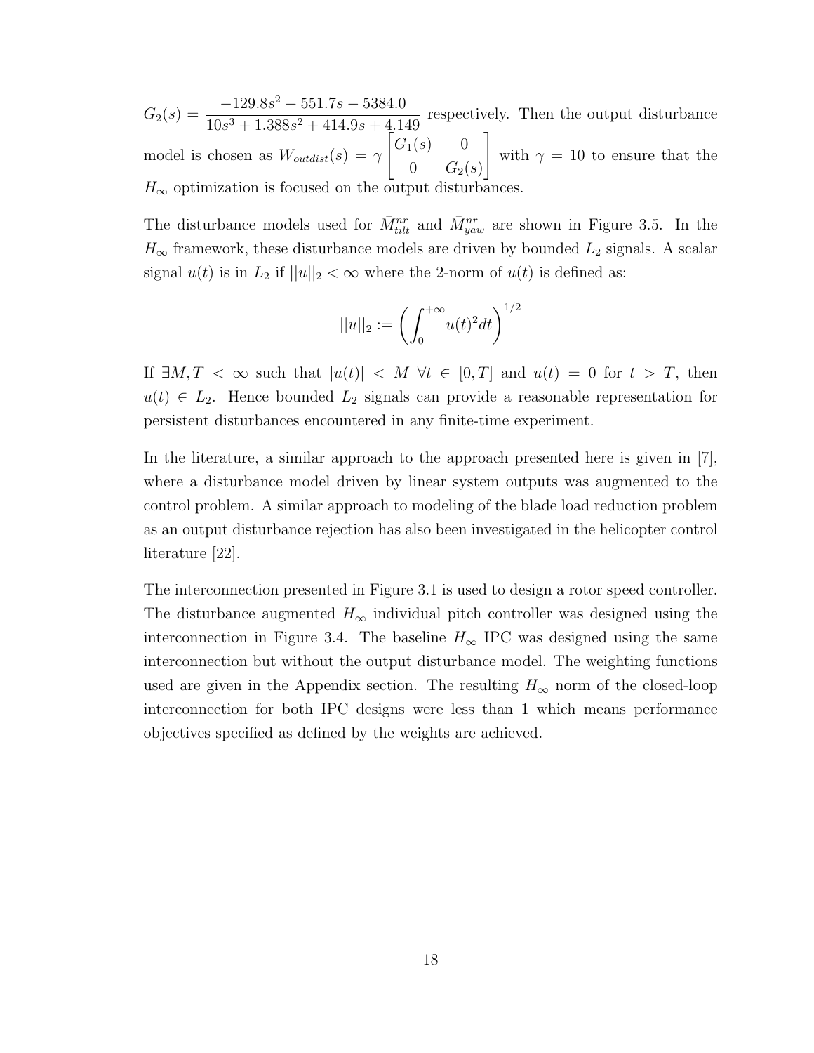$G_2(s) = \dfrac{-129.8s^2 - 551.7s - 5384.0}{10s^3 + 1.388s^2 + 414.9s + 4.149}$ respectively. Then the output disturbance model is chosen as $W_{outdist}(s) = \gamma \begin{bmatrix} G_1(s) & 0 \\ 0 & G_2(s) \end{bmatrix}$ with $\gamma = 10$ to ensure that the $H_\infty$ optimization is focused on the output disturbances.

The disturbance models used for $\bar{M}^{nr}_{tilt}$ and $\bar{M}^{nr}_{yaw}$ are shown in Figure 3.5. In the $H_\infty$ framework, these disturbance models are driven by bounded $L_2$ signals. A scalar signal $u(t)$ is in $L_2$ if $||u||_2 < \infty$ where the 2-norm of $u(t)$ is defined as:

$$||u||_2 := \left( \int_0^{+\infty} u(t)^2 dt \right)^{1/2}$$

If $\exists M, T < \infty$ such that $|u(t)| < M \ \forall t \in [0, T]$ and $u(t) = 0$ for $t > T$, then $u(t) \in L_2$. Hence bounded $L_2$ signals can provide a reasonable representation for persistent disturbances encountered in any finite-time experiment.

In the literature, a similar approach to the approach presented here is given in [7], where a disturbance model driven by linear system outputs was augmented to the control problem. A similar approach to modeling of the blade load reduction problem as an output disturbance rejection has also been investigated in the helicopter control literature [22].

The interconnection presented in Figure 3.1 is used to design a rotor speed controller. The disturbance augmented $H_\infty$ individual pitch controller was designed using the interconnection in Figure 3.4. The baseline $H_\infty$ IPC was designed using the same interconnection but without the output disturbance model. The weighting functions used are given in the Appendix section. The resulting $H_\infty$ norm of the closed-loop interconnection for both IPC designs were less than 1 which means performance objectives specified as defined by the weights are achieved.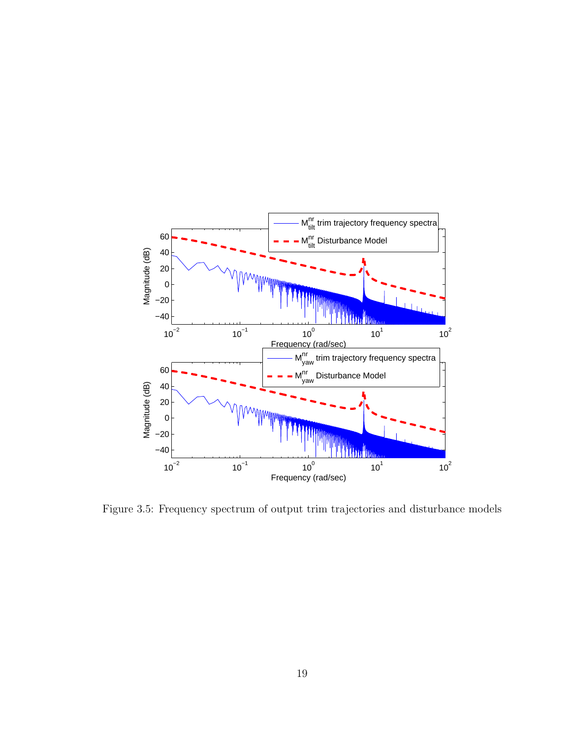Figure 3.5: Frequency spectrum of output trim trajectories and disturbance models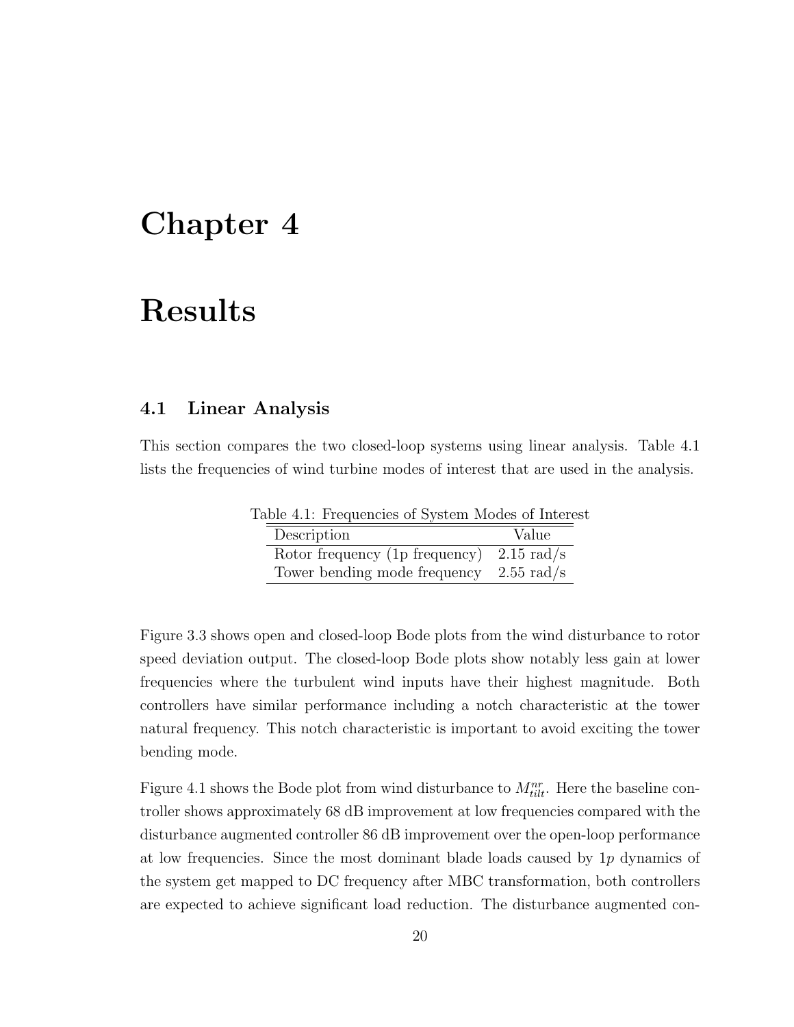# Chapter 4

# Results

## 4.1 Linear Analysis

This section compares the two closed-loop systems using linear analysis. Table 4.1 lists the frequencies of wind turbine modes of interest that are used in the analysis.

Table 4.1: Frequencies of System Modes of Interest

| Description | Value |
| --- | --- |
| Rotor frequency (1p frequency) | 2.15 rad/s |
| Tower bending mode frequency | 2.55 rad/s |

Figure 3.3 shows open and closed-loop Bode plots from the wind disturbance to rotor speed deviation output. The closed-loop Bode plots show notably less gain at lower frequencies where the turbulent wind inputs have their highest magnitude. Both controllers have similar performance including a notch characteristic at the tower natural frequency. This notch characteristic is important to avoid exciting the tower bending mode.

Figure 4.1 shows the Bode plot from wind disturbance to $M_{tilt}^{nr}$. Here the baseline controller shows approximately 68 dB improvement at low frequencies compared with the disturbance augmented controller 86 dB improvement over the open-loop performance at low frequencies. Since the most dominant blade loads caused by $1p$ dynamics of the system get mapped to DC frequency after MBC transformation, both controllers are expected to achieve significant load reduction. The disturbance augmented con-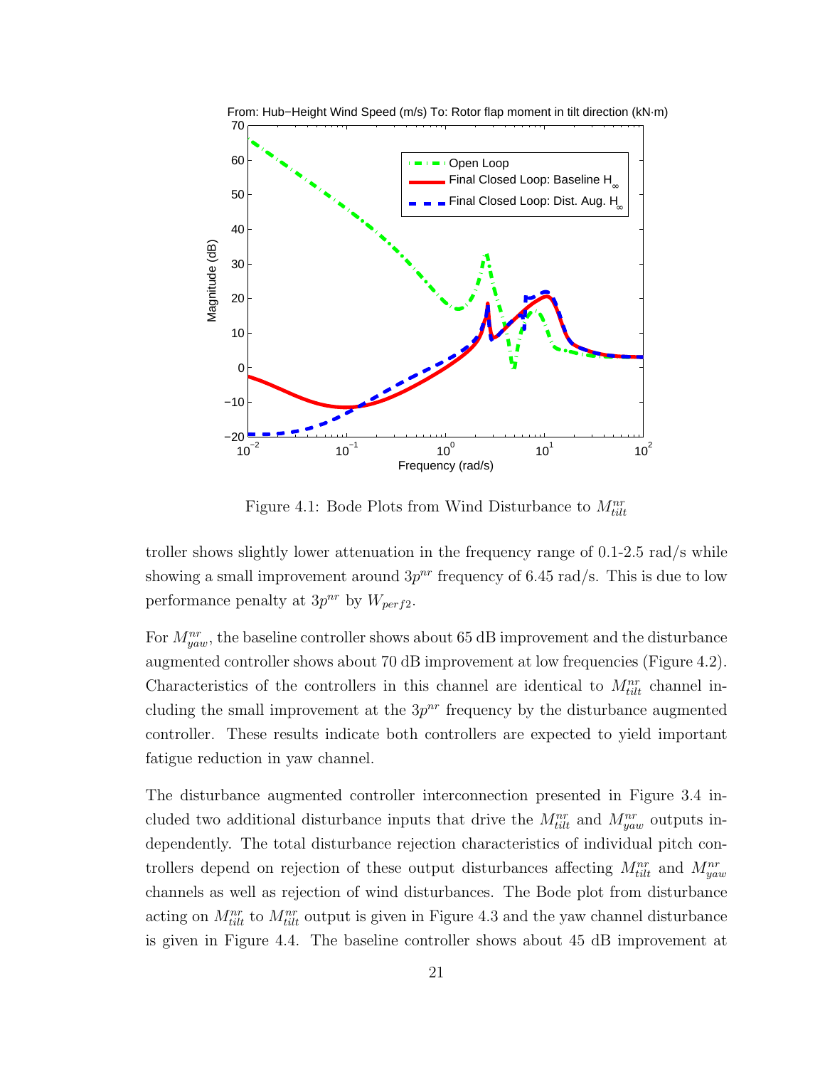Figure 4.1: Bode Plots from Wind Disturbance to $M_{tilt}^{nr}$

troller shows slightly lower attenuation in the frequency range of 0.1-2.5 rad/s while showing a small improvement around $3p^{nr}$ frequency of 6.45 rad/s. This is due to low performance penalty at $3p^{nr}$ by $W_{perf2}$.

For $M_{yaw}^{nr}$, the baseline controller shows about 65 dB improvement and the disturbance augmented controller shows about 70 dB improvement at low frequencies (Figure 4.2). Characteristics of the controllers in this channel are identical to $M_{tilt}^{nr}$ channel including the small improvement at the $3p^{nr}$ frequency by the disturbance augmented controller. These results indicate both controllers are expected to yield important fatigue reduction in yaw channel.

The disturbance augmented controller interconnection presented in Figure 3.4 included two additional disturbance inputs that drive the $M_{tilt}^{nr}$ and $M_{yaw}^{nr}$ outputs independently. The total disturbance rejection characteristics of individual pitch controllers depend on rejection of these output disturbances affecting $M_{tilt}^{nr}$ and $M_{yaw}^{nr}$ channels as well as rejection of wind disturbances. The Bode plot from disturbance acting on $M_{tilt}^{nr}$ to $M_{tilt}^{nr}$ output is given in Figure 4.3 and the yaw channel disturbance is given in Figure 4.4. The baseline controller shows about 45 dB improvement at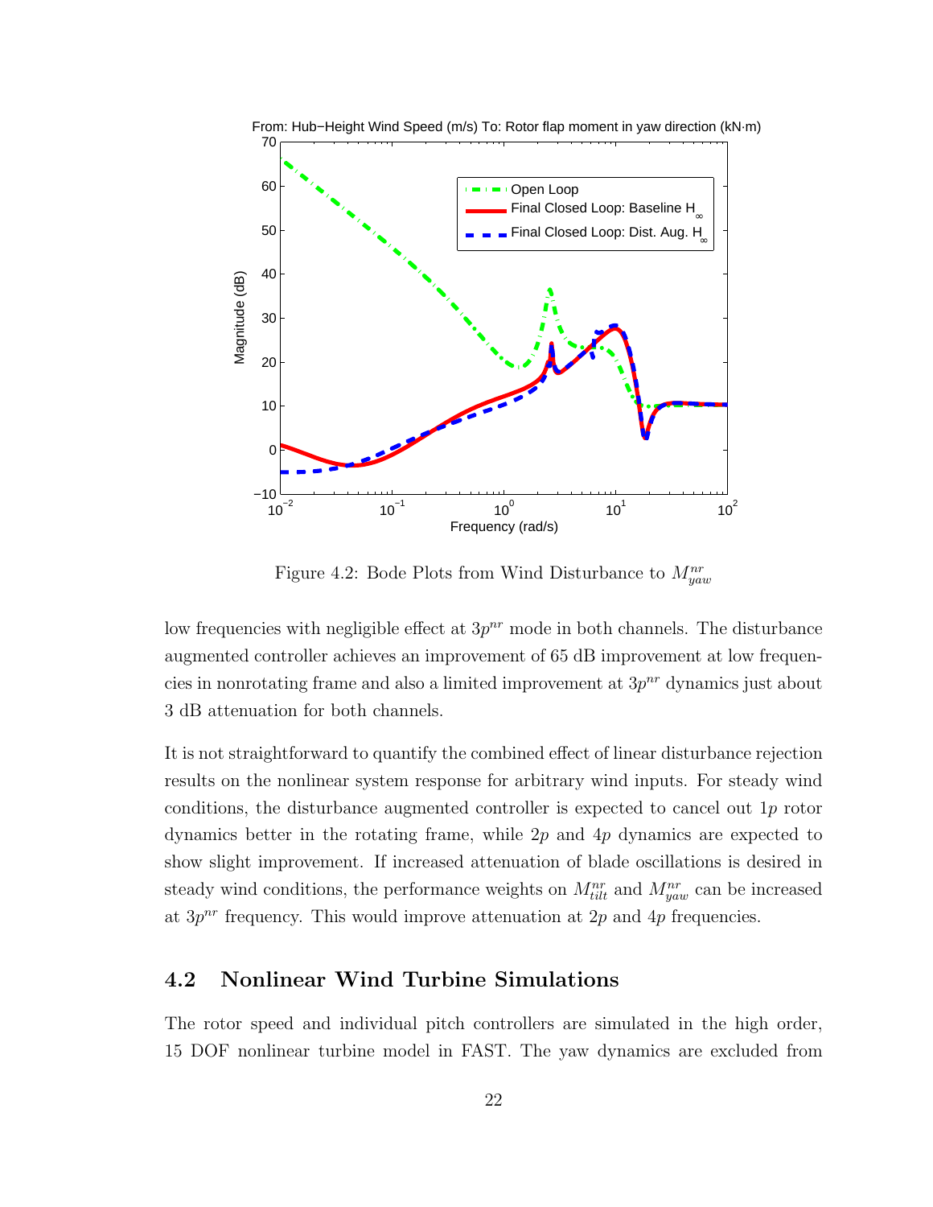Figure 4.2: Bode Plots from Wind Disturbance to $M^{nr}_{yaw}$

low frequencies with negligible effect at $3p^{nr}$ mode in both channels. The disturbance augmented controller achieves an improvement of 65 dB improvement at low frequencies in nonrotating frame and also a limited improvement at $3p^{nr}$ dynamics just about 3 dB attenuation for both channels.

It is not straightforward to quantify the combined effect of linear disturbance rejection results on the nonlinear system response for arbitrary wind inputs. For steady wind conditions, the disturbance augmented controller is expected to cancel out $1p$ rotor dynamics better in the rotating frame, while $2p$ and $4p$ dynamics are expected to show slight improvement. If increased attenuation of blade oscillations is desired in steady wind conditions, the performance weights on $M^{nr}_{tilt}$ and $M^{nr}_{yaw}$ can be increased at $3p^{nr}$ frequency. This would improve attenuation at $2p$ and $4p$ frequencies.

## 4.2 Nonlinear Wind Turbine Simulations

The rotor speed and individual pitch controllers are simulated in the high order, 15 DOF nonlinear turbine model in FAST. The yaw dynamics are excluded from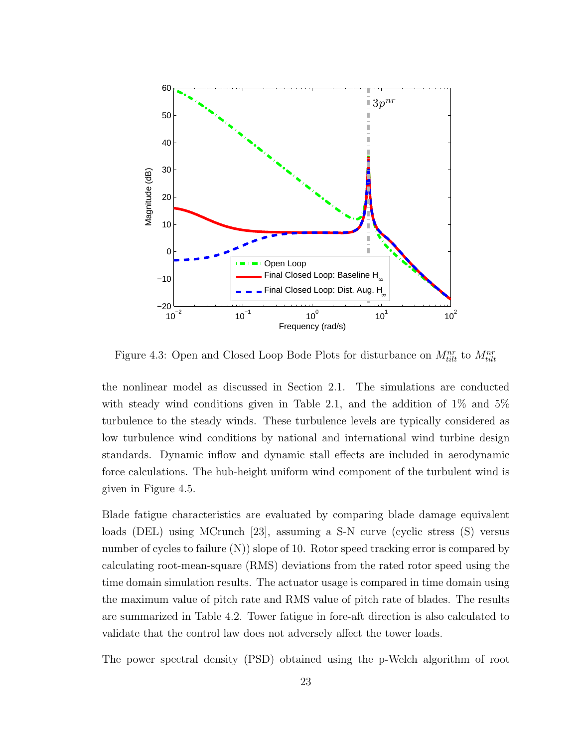Figure 4.3: Open and Closed Loop Bode Plots for disturbance on $M_{tilt}^{nr}$ to $M_{tilt}^{nr}$

the nonlinear model as discussed in Section 2.1. The simulations are conducted with steady wind conditions given in Table 2.1, and the addition of 1% and 5% turbulence to the steady winds. These turbulence levels are typically considered as low turbulence wind conditions by national and international wind turbine design standards. Dynamic inflow and dynamic stall effects are included in aerodynamic force calculations. The hub-height uniform wind component of the turbulent wind is given in Figure 4.5.

Blade fatigue characteristics are evaluated by comparing blade damage equivalent loads (DEL) using MCrunch [23], assuming a S-N curve (cyclic stress (S) versus number of cycles to failure (N)) slope of 10. Rotor speed tracking error is compared by calculating root-mean-square (RMS) deviations from the rated rotor speed using the time domain simulation results. The actuator usage is compared in time domain using the maximum value of pitch rate and RMS value of pitch rate of blades. The results are summarized in Table 4.2. Tower fatigue in fore-aft direction is also calculated to validate that the control law does not adversely affect the tower loads.

The power spectral density (PSD) obtained using the p-Welch algorithm of root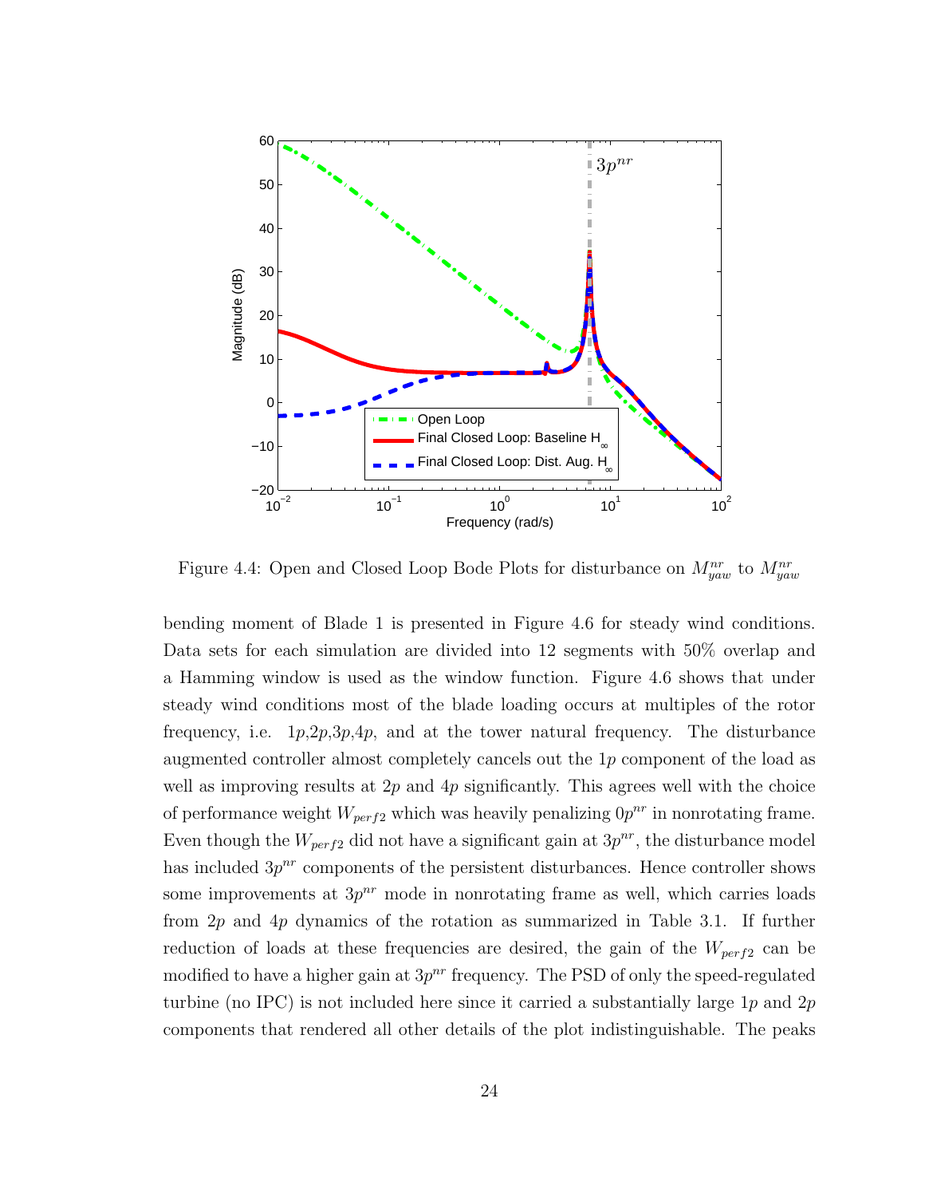Figure 4.4: Open and Closed Loop Bode Plots for disturbance on $M_{yaw}^{nr}$ to $M_{yaw}^{nr}$

bending moment of Blade 1 is presented in Figure 4.6 for steady wind conditions. Data sets for each simulation are divided into 12 segments with 50% overlap and a Hamming window is used as the window function. Figure 4.6 shows that under steady wind conditions most of the blade loading occurs at multiples of the rotor frequency, i.e. $1p$,$2p$,$3p$,$4p$, and at the tower natural frequency. The disturbance augmented controller almost completely cancels out the $1p$ component of the load as well as improving results at $2p$ and $4p$ significantly. This agrees well with the choice of performance weight $W_{perf2}$ which was heavily penalizing $0p^{nr}$ in nonrotating frame. Even though the $W_{perf2}$ did not have a significant gain at $3p^{nr}$, the disturbance model has included $3p^{nr}$ components of the persistent disturbances. Hence controller shows some improvements at $3p^{nr}$ mode in nonrotating frame as well, which carries loads from $2p$ and $4p$ dynamics of the rotation as summarized in Table 3.1. If further reduction of loads at these frequencies are desired, the gain of the $W_{perf2}$ can be modified to have a higher gain at $3p^{nr}$ frequency. The PSD of only the speed-regulated turbine (no IPC) is not included here since it carried a substantially large $1p$ and $2p$ components that rendered all other details of the plot indistinguishable. The peaks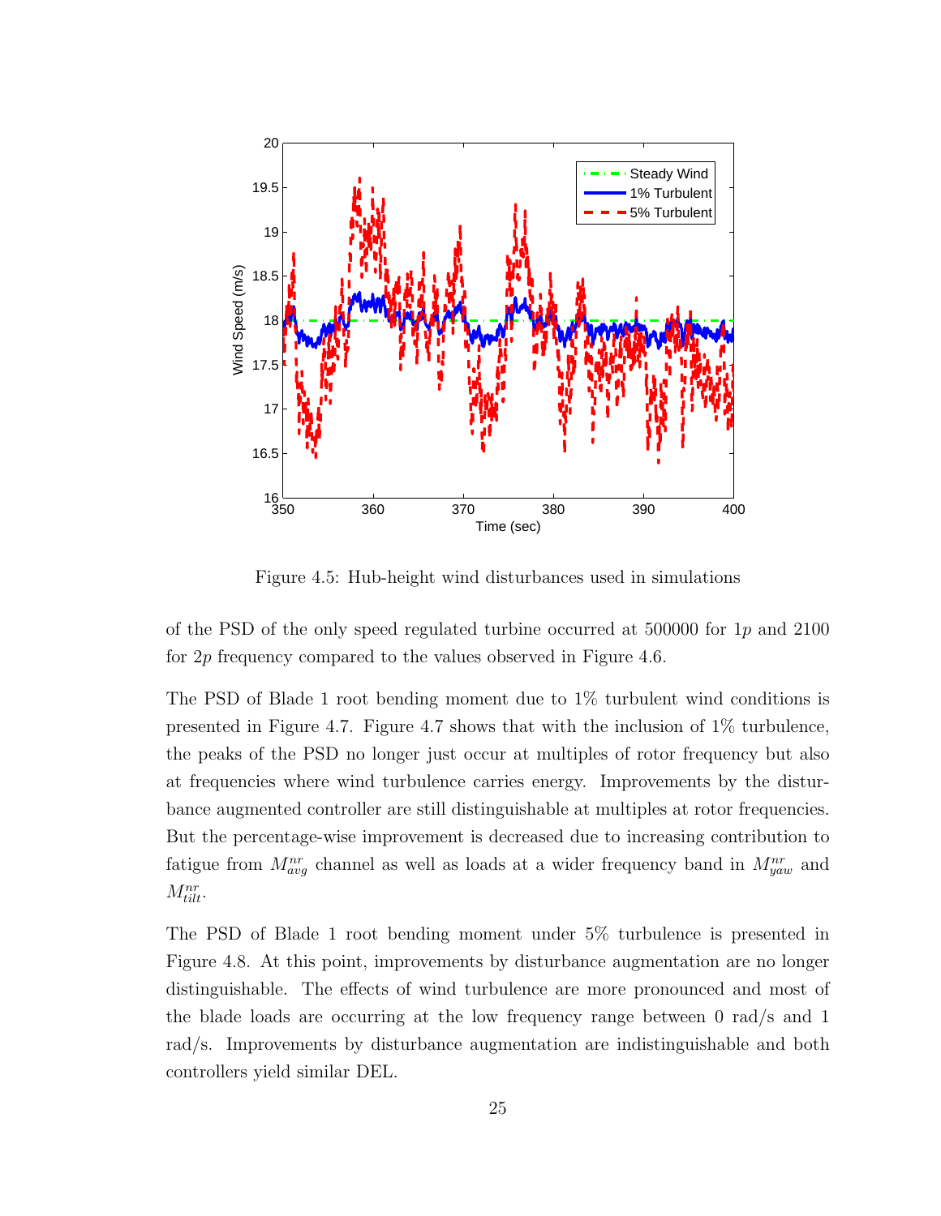Figure 4.5: Hub-height wind disturbances used in simulations

of the PSD of the only speed regulated turbine occurred at 500000 for $1p$ and 2100 for $2p$ frequency compared to the values observed in Figure 4.6.

The PSD of Blade 1 root bending moment due to 1% turbulent wind conditions is presented in Figure 4.7. Figure 4.7 shows that with the inclusion of 1% turbulence, the peaks of the PSD no longer just occur at multiples of rotor frequency but also at frequencies where wind turbulence carries energy. Improvements by the disturbance augmented controller are still distinguishable at multiples at rotor frequencies. But the percentage-wise improvement is decreased due to increasing contribution to fatigue from $M_{avg}^{nr}$ channel as well as loads at a wider frequency band in $M_{yaw}^{nr}$ and $M_{tilt}^{nr}$.

The PSD of Blade 1 root bending moment under 5% turbulence is presented in Figure 4.8. At this point, improvements by disturbance augmentation are no longer distinguishable. The effects of wind turbulence are more pronounced and most of the blade loads are occurring at the low frequency range between 0 rad/s and 1 rad/s. Improvements by disturbance augmentation are indistinguishable and both controllers yield similar DEL.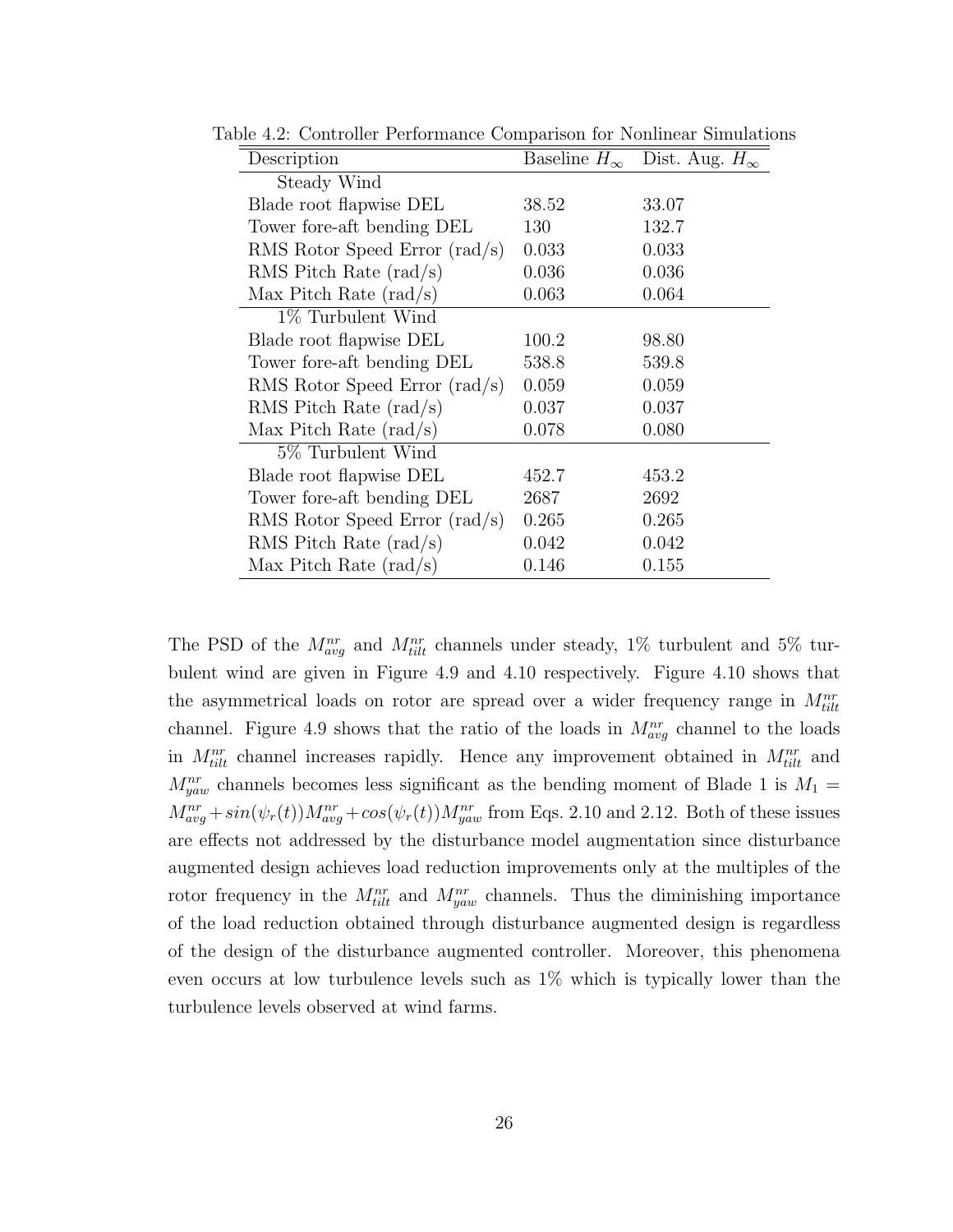Table 4.2: Controller Performance Comparison for Nonlinear Simulations

| Description | Baseline $H_\infty$ | Dist. Aug. $H_\infty$ |
|---|---|---|
| Steady Wind | | |
| Blade root flapwise DEL | 38.52 | 33.07 |
| Tower fore-aft bending DEL | 130 | 132.7 |
| RMS Rotor Speed Error (rad/s) | 0.033 | 0.033 |
| RMS Pitch Rate (rad/s) | 0.036 | 0.036 |
| Max Pitch Rate (rad/s) | 0.063 | 0.064 |
| 1% Turbulent Wind | | |
| Blade root flapwise DEL | 100.2 | 98.80 |
| Tower fore-aft bending DEL | 538.8 | 539.8 |
| RMS Rotor Speed Error (rad/s) | 0.059 | 0.059 |
| RMS Pitch Rate (rad/s) | 0.037 | 0.037 |
| Max Pitch Rate (rad/s) | 0.078 | 0.080 |
| 5% Turbulent Wind | | |
| Blade root flapwise DEL | 452.7 | 453.2 |
| Tower fore-aft bending DEL | 2687 | 2692 |
| RMS Rotor Speed Error (rad/s) | 0.265 | 0.265 |
| RMS Pitch Rate (rad/s) | 0.042 | 0.042 |
| Max Pitch Rate (rad/s) | 0.146 | 0.155 |

The PSD of the $M_{avg}^{nr}$ and $M_{tilt}^{nr}$ channels under steady, 1% turbulent and 5% turbulent wind are given in Figure 4.9 and 4.10 respectively. Figure 4.10 shows that the asymmetrical loads on rotor are spread over a wider frequency range in $M_{tilt}^{nr}$ channel. Figure 4.9 shows that the ratio of the loads in $M_{avg}^{nr}$ channel to the loads in $M_{tilt}^{nr}$ channel increases rapidly. Hence any improvement obtained in $M_{tilt}^{nr}$ and $M_{yaw}^{nr}$ channels becomes less significant as the bending moment of Blade 1 is $M_1 = M_{avg}^{nr} + sin(\psi_r(t))M_{avg}^{nr} + cos(\psi_r(t))M_{yaw}^{nr}$ from Eqs. 2.10 and 2.12. Both of these issues are effects not addressed by the disturbance model augmentation since disturbance augmented design achieves load reduction improvements only at the multiples of the rotor frequency in the $M_{tilt}^{nr}$ and $M_{yaw}^{nr}$ channels. Thus the diminishing importance of the load reduction obtained through disturbance augmented design is regardless of the design of the disturbance augmented controller. Moreover, this phenomena even occurs at low turbulence levels such as 1% which is typically lower than the turbulence levels observed at wind farms.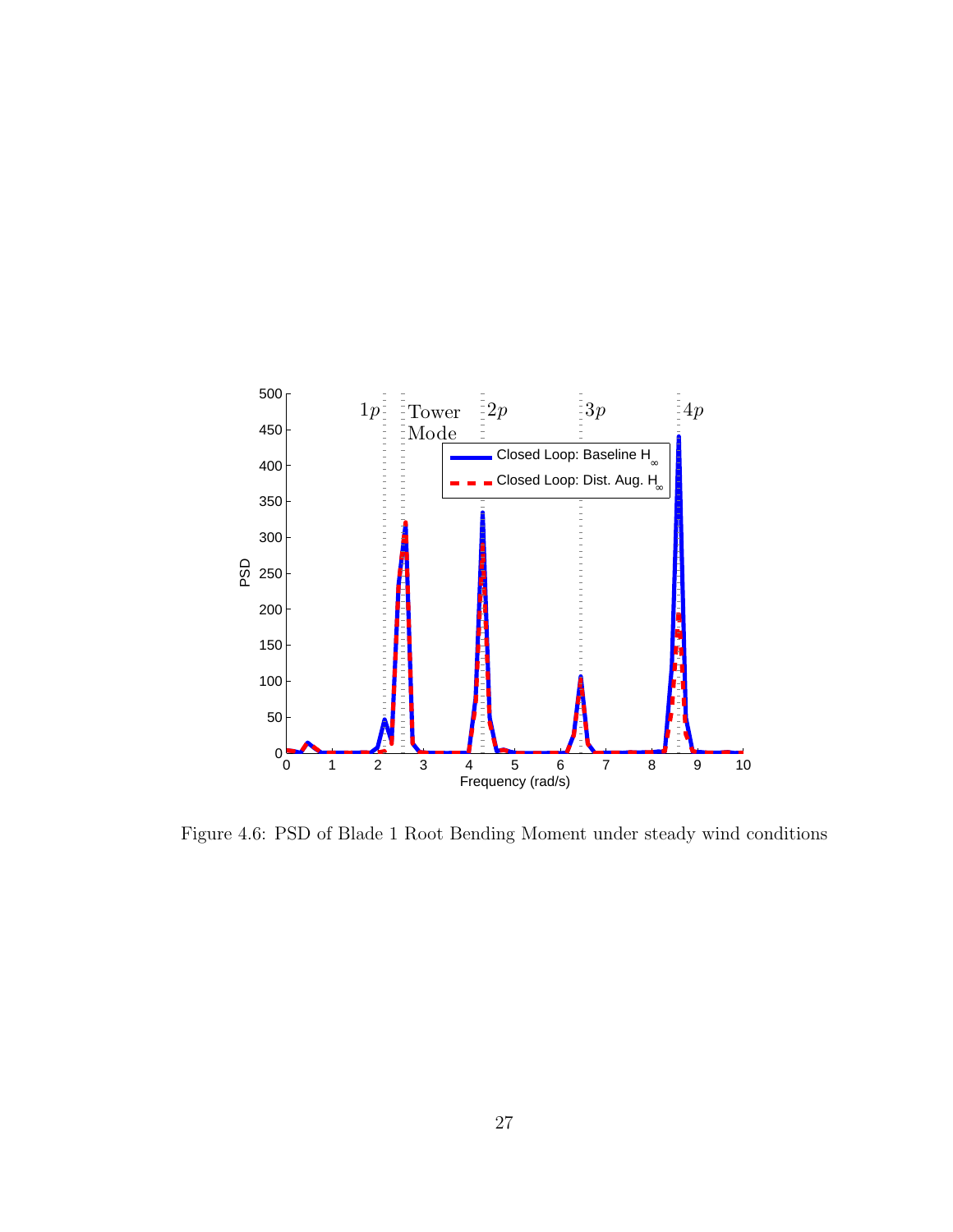Figure 4.6: PSD of Blade 1 Root Bending Moment under steady wind conditions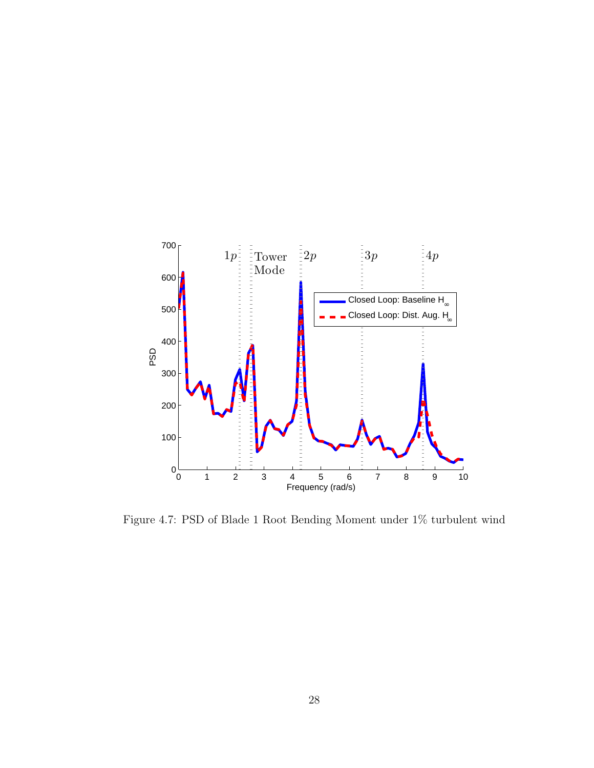Figure 4.7: PSD of Blade 1 Root Bending Moment under 1% turbulent wind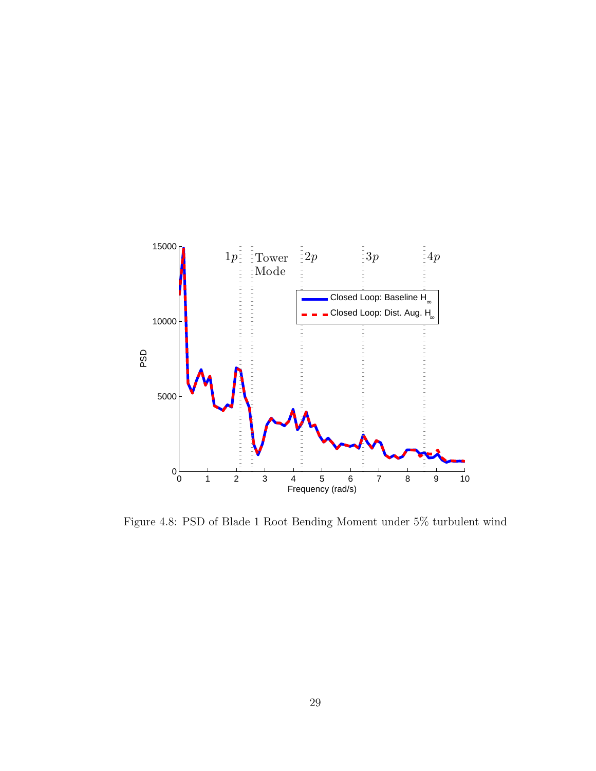Figure 4.8: PSD of Blade 1 Root Bending Moment under 5% turbulent wind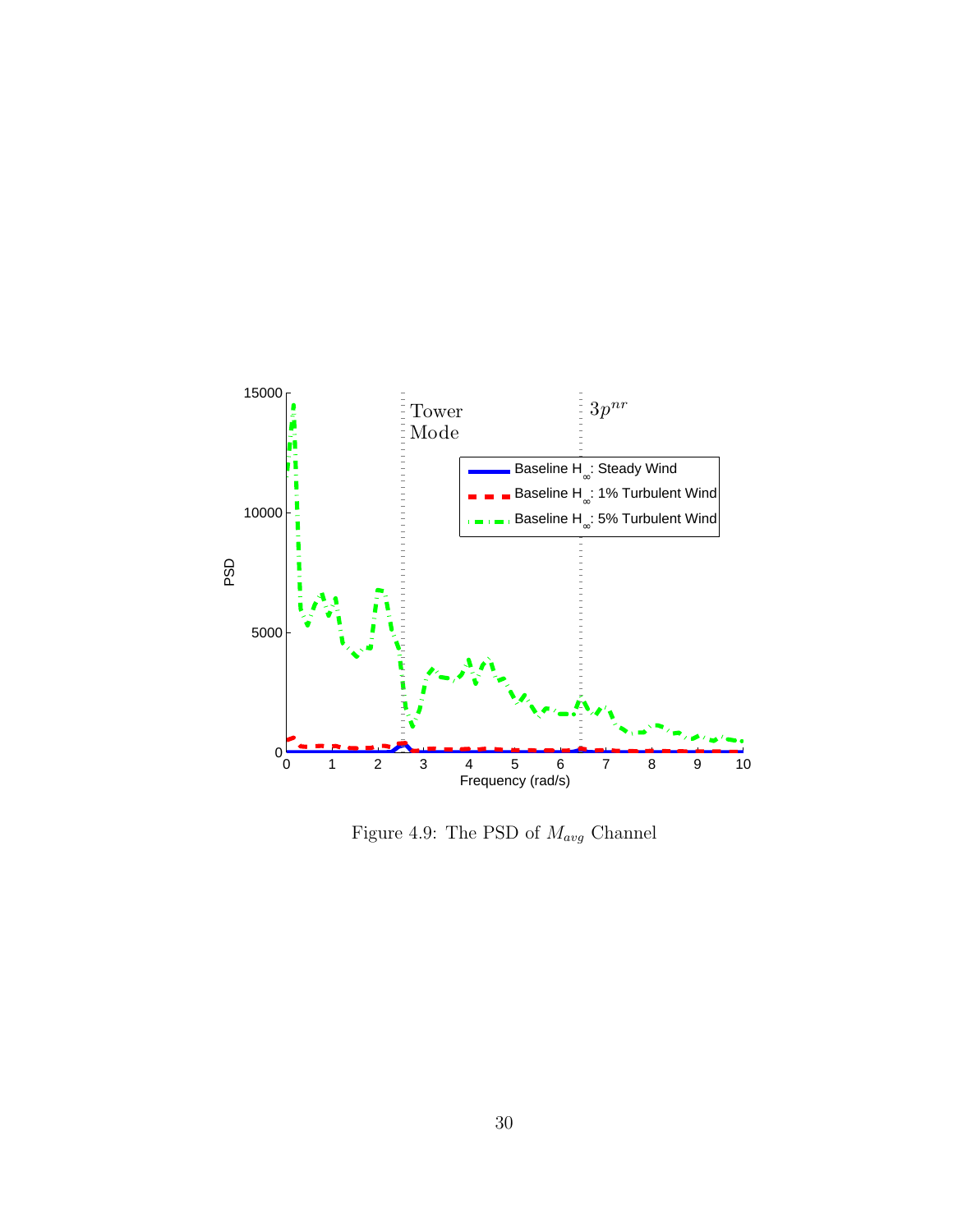Figure 4.9: The PSD of $M_{avg}$ Channel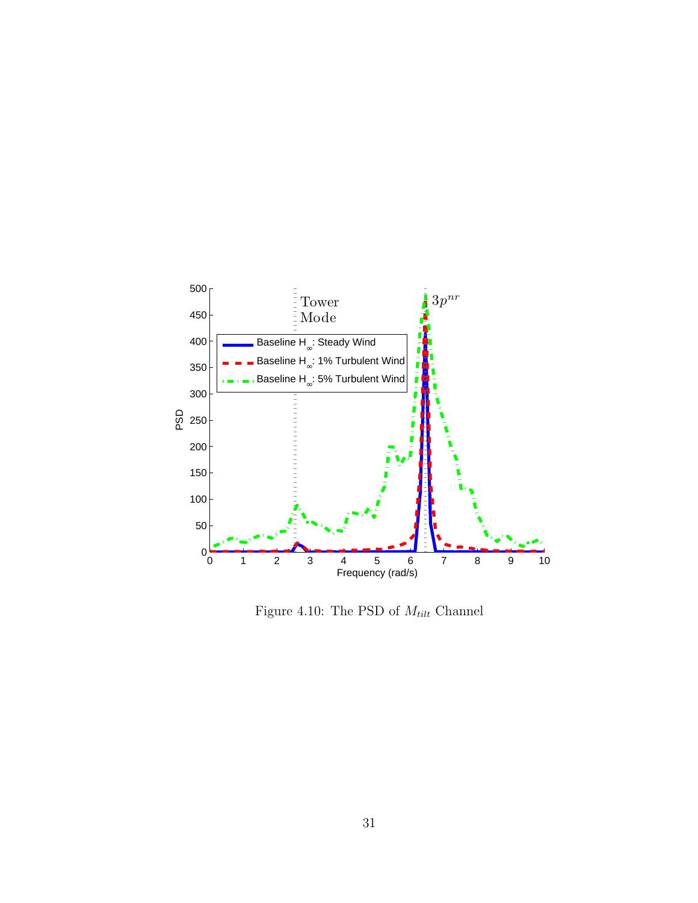Figure 4.10: The PSD of $M_{tilt}$ Channel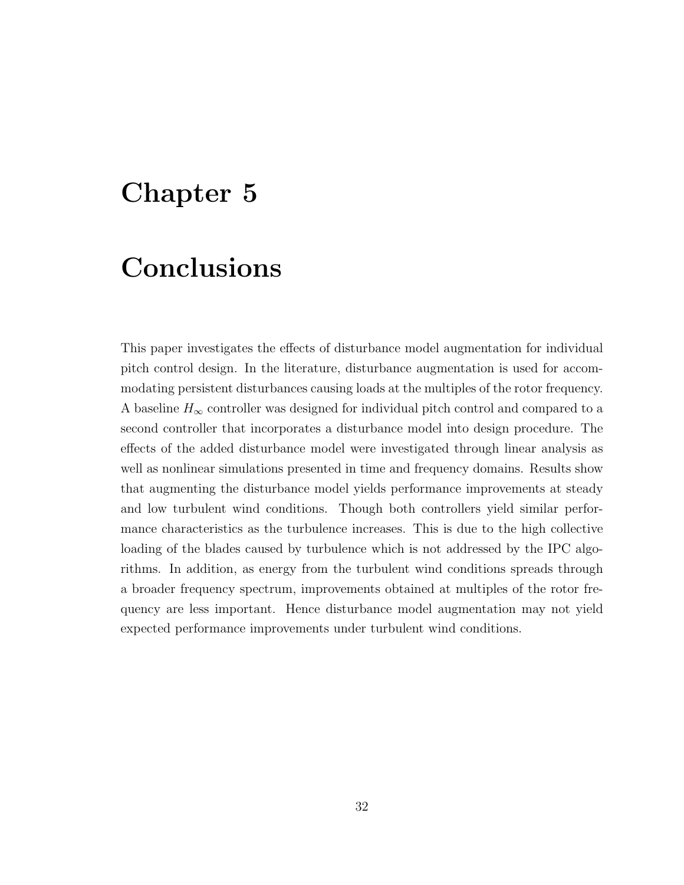# Chapter 5

# Conclusions

This paper investigates the effects of disturbance model augmentation for individual pitch control design. In the literature, disturbance augmentation is used for accommodating persistent disturbances causing loads at the multiples of the rotor frequency. A baseline $H_\infty$ controller was designed for individual pitch control and compared to a second controller that incorporates a disturbance model into design procedure. The effects of the added disturbance model were investigated through linear analysis as well as nonlinear simulations presented in time and frequency domains. Results show that augmenting the disturbance model yields performance improvements at steady and low turbulent wind conditions. Though both controllers yield similar performance characteristics as the turbulence increases. This is due to the high collective loading of the blades caused by turbulence which is not addressed by the IPC algorithms. In addition, as energy from the turbulent wind conditions spreads through a broader frequency spectrum, improvements obtained at multiples of the rotor frequency are less important. Hence disturbance model augmentation may not yield expected performance improvements under turbulent wind conditions.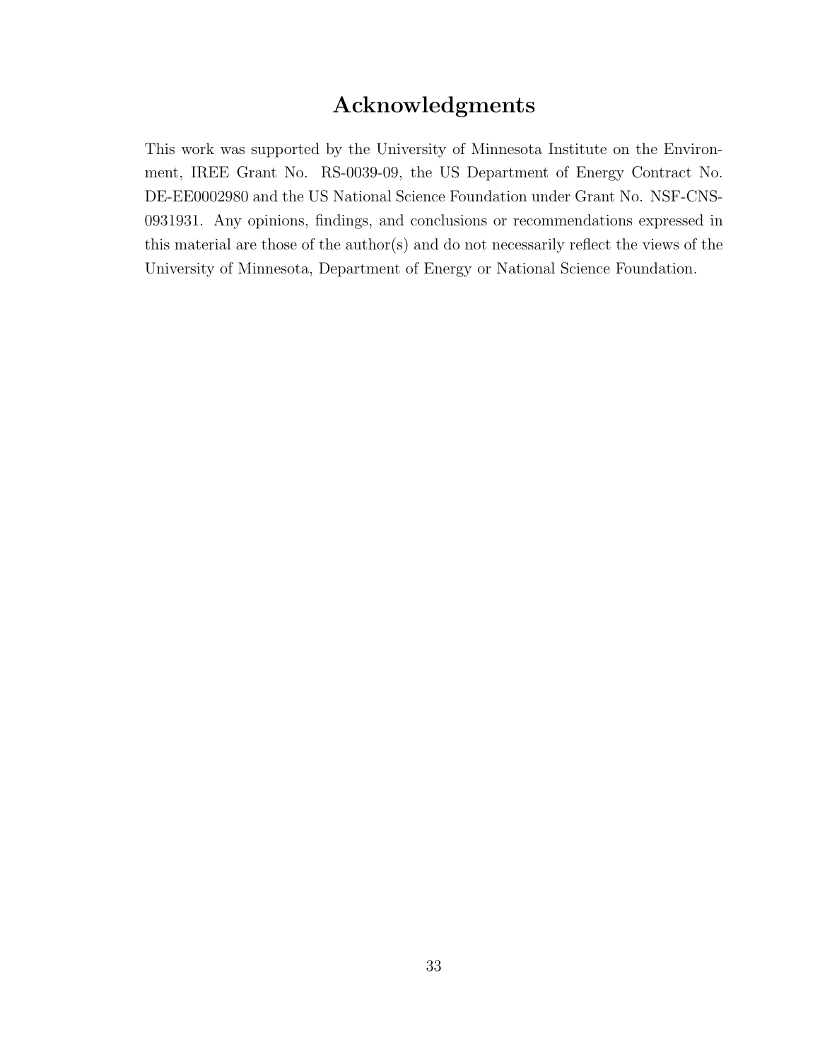# Acknowledgments

This work was supported by the University of Minnesota Institute on the Environment, IREE Grant No. RS-0039-09, the US Department of Energy Contract No. DE-EE0002980 and the US National Science Foundation under Grant No. NSF-CNS-0931931. Any opinions, findings, and conclusions or recommendations expressed in this material are those of the author(s) and do not necessarily reflect the views of the University of Minnesota, Department of Energy or National Science Foundation.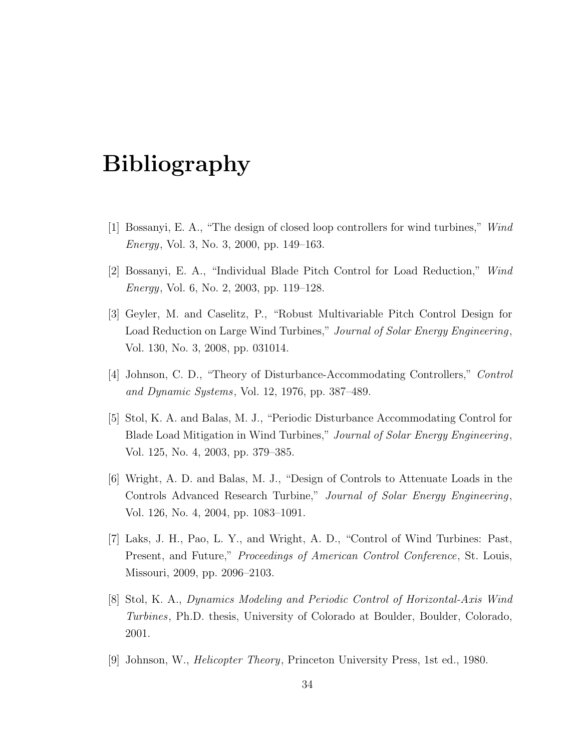# Bibliography

[1] Bossanyi, E. A., "The design of closed loop controllers for wind turbines," *Wind Energy*, Vol. 3, No. 3, 2000, pp. 149–163.

[2] Bossanyi, E. A., "Individual Blade Pitch Control for Load Reduction," *Wind Energy*, Vol. 6, No. 2, 2003, pp. 119–128.

[3] Geyler, M. and Caselitz, P., "Robust Multivariable Pitch Control Design for Load Reduction on Large Wind Turbines," *Journal of Solar Energy Engineering*, Vol. 130, No. 3, 2008, pp. 031014.

[4] Johnson, C. D., "Theory of Disturbance-Accommodating Controllers," *Control and Dynamic Systems*, Vol. 12, 1976, pp. 387–489.

[5] Stol, K. A. and Balas, M. J., "Periodic Disturbance Accommodating Control for Blade Load Mitigation in Wind Turbines," *Journal of Solar Energy Engineering*, Vol. 125, No. 4, 2003, pp. 379–385.

[6] Wright, A. D. and Balas, M. J., "Design of Controls to Attenuate Loads in the Controls Advanced Research Turbine," *Journal of Solar Energy Engineering*, Vol. 126, No. 4, 2004, pp. 1083–1091.

[7] Laks, J. H., Pao, L. Y., and Wright, A. D., "Control of Wind Turbines: Past, Present, and Future," *Proceedings of American Control Conference*, St. Louis, Missouri, 2009, pp. 2096–2103.

[8] Stol, K. A., *Dynamics Modeling and Periodic Control of Horizontal-Axis Wind Turbines*, Ph.D. thesis, University of Colorado at Boulder, Boulder, Colorado, 2001.

[9] Johnson, W., *Helicopter Theory*, Princeton University Press, 1st ed., 1980.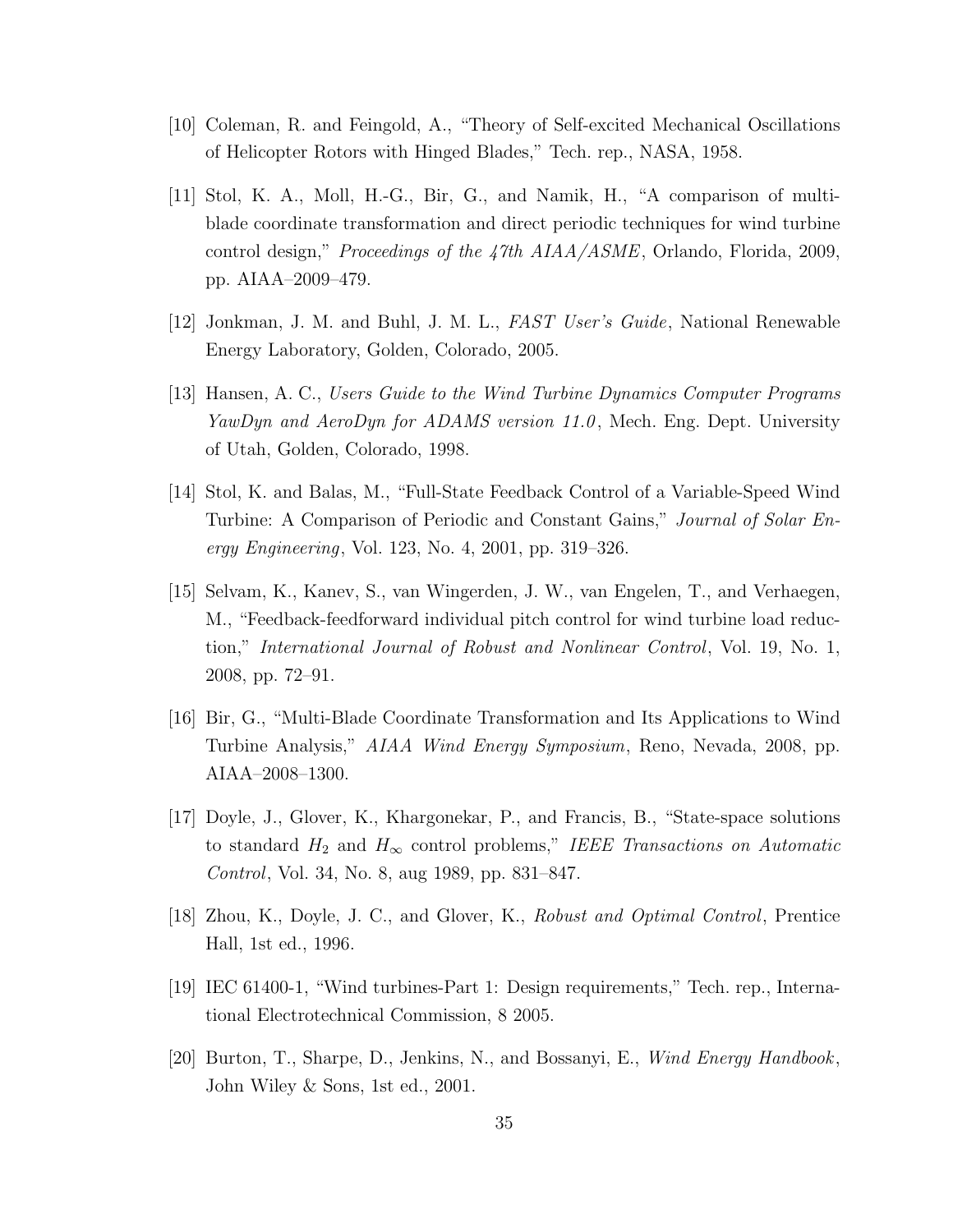[10] Coleman, R. and Feingold, A., "Theory of Self-excited Mechanical Oscillations of Helicopter Rotors with Hinged Blades," Tech. rep., NASA, 1958.

[11] Stol, K. A., Moll, H.-G., Bir, G., and Namik, H., "A comparison of multi-blade coordinate transformation and direct periodic techniques for wind turbine control design," *Proceedings of the 47th AIAA/ASME*, Orlando, Florida, 2009, pp. AIAA–2009–479.

[12] Jonkman, J. M. and Buhl, J. M. L., *FAST User's Guide*, National Renewable Energy Laboratory, Golden, Colorado, 2005.

[13] Hansen, A. C., *Users Guide to the Wind Turbine Dynamics Computer Programs YawDyn and AeroDyn for ADAMS version 11.0*, Mech. Eng. Dept. University of Utah, Golden, Colorado, 1998.

[14] Stol, K. and Balas, M., "Full-State Feedback Control of a Variable-Speed Wind Turbine: A Comparison of Periodic and Constant Gains," *Journal of Solar Energy Engineering*, Vol. 123, No. 4, 2001, pp. 319–326.

[15] Selvam, K., Kanev, S., van Wingerden, J. W., van Engelen, T., and Verhaegen, M., "Feedback-feedforward individual pitch control for wind turbine load reduction," *International Journal of Robust and Nonlinear Control*, Vol. 19, No. 1, 2008, pp. 72–91.

[16] Bir, G., "Multi-Blade Coordinate Transformation and Its Applications to Wind Turbine Analysis," *AIAA Wind Energy Symposium*, Reno, Nevada, 2008, pp. AIAA–2008–1300.

[17] Doyle, J., Glover, K., Khargonekar, P., and Francis, B., "State-space solutions to standard $H_2$ and $H_\infty$ control problems," *IEEE Transactions on Automatic Control*, Vol. 34, No. 8, aug 1989, pp. 831–847.

[18] Zhou, K., Doyle, J. C., and Glover, K., *Robust and Optimal Control*, Prentice Hall, 1st ed., 1996.

[19] IEC 61400-1, "Wind turbines-Part 1: Design requirements," Tech. rep., International Electrotechnical Commission, 8 2005.

[20] Burton, T., Sharpe, D., Jenkins, N., and Bossanyi, E., *Wind Energy Handbook*, John Wiley & Sons, 1st ed., 2001.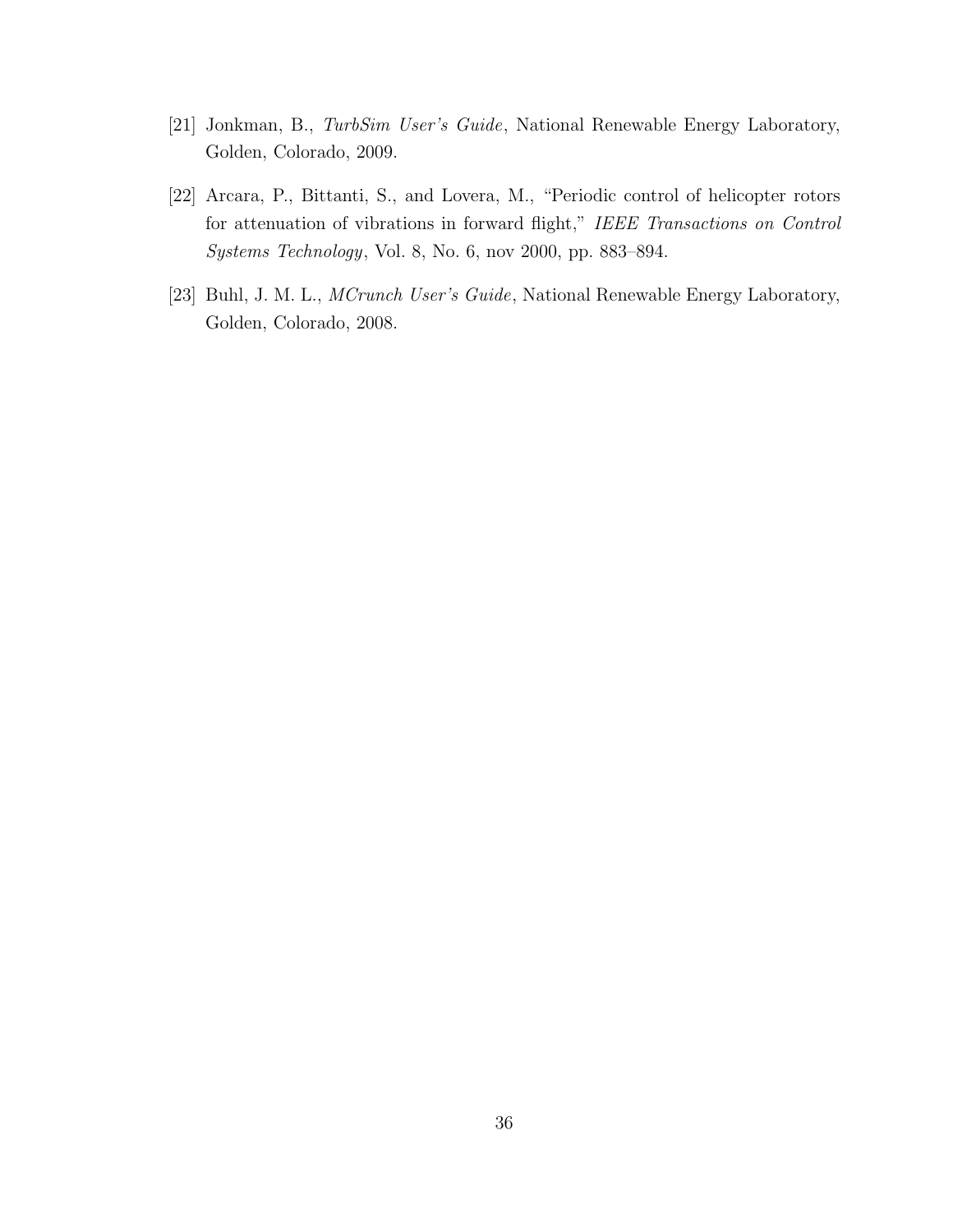[21] Jonkman, B., *TurbSim User's Guide*, National Renewable Energy Laboratory, Golden, Colorado, 2009.

[22] Arcara, P., Bittanti, S., and Lovera, M., "Periodic control of helicopter rotors for attenuation of vibrations in forward flight," *IEEE Transactions on Control Systems Technology*, Vol. 8, No. 6, nov 2000, pp. 883–894.

[23] Buhl, J. M. L., *MCrunch User's Guide*, National Renewable Energy Laboratory, Golden, Colorado, 2008.